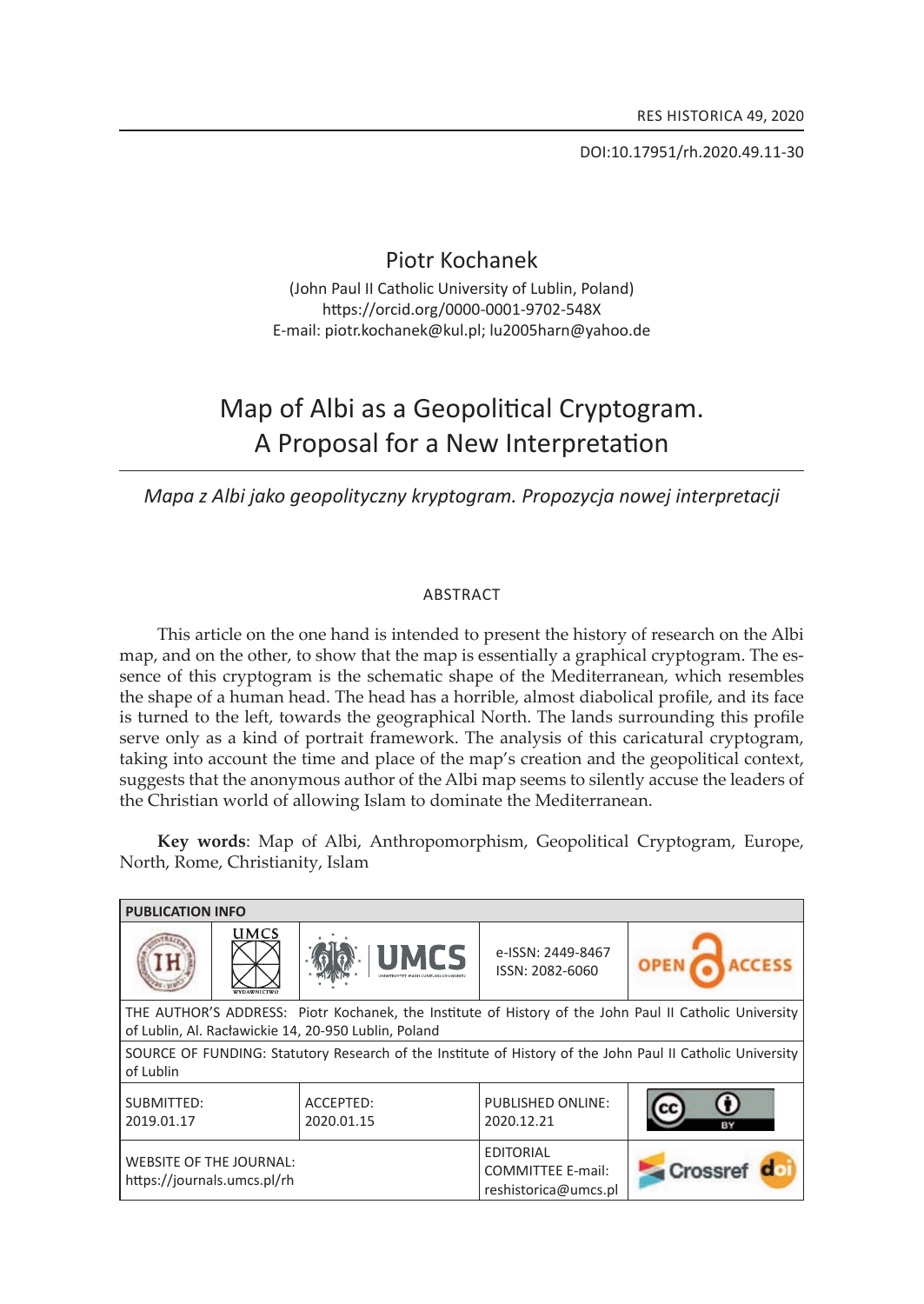DOI:10.17951/rh.2020.49.11-30

Piotr Kochanek

(John Paul II Catholic University of Lublin, Poland)
https://orcid.org/0000-0001-9702-548X
E-mail: piotr.kochanek@kul.pl; lu2005harn@yahoo.de

# Map of Albi as a Geopolitical Cryptogram. A Proposal for a New Interpretation

*Mapa z Albi jako geopolityczny kryptogram. Propozycja nowej interpretacji*

## ABSTRACT

This article on the one hand is intended to present the history of research on the Albi map, and on the other, to show that the map is essentially a graphical cryptogram. The essence of this cryptogram is the schematic shape of the Mediterranean, which resembles the shape of a human head. The head has a horrible, almost diabolical profile, and its face is turned to the left, towards the geographical North. The lands surrounding this profile serve only as a kind of portrait framework. The analysis of this caricatural cryptogram, taking into account the time and place of the map's creation and the geopolitical context, suggests that the anonymous author of the Albi map seems to silently accuse the leaders of the Christian world of allowing Islam to dominate the Mediterranean.

**Key words**: Map of Albi, Anthropomorphism, Geopolitical Cryptogram, Europe, North, Rome, Christianity, Islam

| PUBLICATION INFO | | | | |
|---|---|---|---|---|
| | | UMCS | e-ISSN: 2449-8467<br>ISSN: 2082-6060 | OPEN ACCESS |
| THE AUTHOR'S ADDRESS: Piotr Kochanek, the Institute of History of the John Paul II Catholic University of Lublin, Al. Racławickie 14, 20-950 Lublin, Poland | | | | |
| SOURCE OF FUNDING: Statutory Research of the Institute of History of the John Paul II Catholic University of Lublin | | | | |
| SUBMITTED:<br>2019.01.17 | ACCEPTED:<br>2020.01.15 | | PUBLISHED ONLINE:<br>2020.12.21 | CC BY |
| WEBSITE OF THE JOURNAL:<br>https://journals.umcs.pl/rh | | | EDITORIAL COMMITTEE E-mail:<br>reshistorica@umcs.pl | Crossref doi |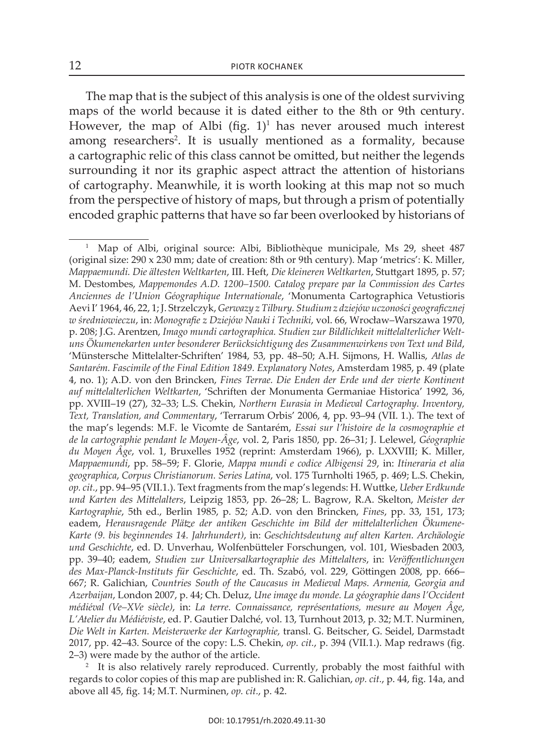The map that is the subject of this analysis is one of the oldest surviving maps of the world because it is dated either to the 8th or 9th century. However, the map of Albi (fig. 1)[1] has never aroused much interest among researchers[2]. It is usually mentioned as a formality, because a cartographic relic of this class cannot be omitted, but neither the legends surrounding it nor its graphic aspect attract the attention of historians of cartography. Meanwhile, it is worth looking at this map not so much from the perspective of history of maps, but through a prism of potentially encoded graphic patterns that have so far been overlooked by historians of

---

[1] Map of Albi, original source: Albi, Bibliothèque municipale, Ms 29, sheet 487 (original size: 290 x 230 mm; date of creation: 8th or 9th century). Map 'metrics': K. Miller, *Mappaemundi. Die ältesten Weltkarten*, III. Heft, *Die kleineren Weltkarten*, Stuttgart 1895, p. 57; M. Destombes, *Mappemondes A.D. 1200–1500. Catalog prepare par la Commission des Cartes Anciennes de l'Union Géographique Internationale*, 'Monumenta Cartographica Vetustioris Aevi I' 1964, 46, 22, 1; J. Strzelczyk, *Gerwazy z Tilbury. Studium z dziejów uczoności geograficznej w średniowieczu*, in: *Monografie z Dziejów Nauki i Techniki*, vol. 66, Wrocław–Warszawa 1970, p. 208; J.G. Arentzen, *Imago mundi cartographica. Studien zur Bildlichkeit mittelalterlicher Welt-uns Ökumenekarten unter besonderer Berücksichtigung des Zusammenwirkens von Text und Bild*, 'Münstersche Mittelalter-Schriften' 1984, 53, pp. 48–50; A.H. Sijmons, H. Wallis, *Atlas de Santarém. Fascimile of the Final Edition 1849. Explanatory Notes*, Amsterdam 1985, p. 49 (plate 4, no. 1); A.D. von den Brincken, *Fines Terrae. Die Enden der Erde und der vierte Kontinent auf mittelalterlichen Weltkarten*, 'Schriften der Monumenta Germaniae Historica' 1992, 36, pp. XVIII–19 (27), 32–33; L.S. Chekin, *Northern Eurasia in Medieval Cartography. Inventory, Text, Translation, and Commentary*, 'Terrarum Orbis' 2006, 4, pp. 93–94 (VII. 1.). The text of the map's legends: M.F. le Vicomte de Santarém, *Essai sur l'histoire de la cosmographie et de la cartographie pendant le Moyen-Âge*, vol. 2, Paris 1850, pp. 26–31; J. Lelewel, *Géographie du Moyen Âge*, vol. 1, Bruxelles 1952 (reprint: Amsterdam 1966), p. LXXVIII; K. Miller, *Mappaemundi*, pp. 58–59; F. Glorie, *Mappa mundi e codice Albigensi 29*, in: *Itineraria et alia geographica*, *Corpus Christianorum. Series Latina*, vol. 175 Turnholti 1965, p. 469; L.S. Chekin, *op. cit.*, pp. 94–95 (VII.1.). Text fragments from the map's legends: H. Wuttke, *Ueber Erdkunde und Karten des Mittelalters*, Leipzig 1853, pp. 26–28; L. Bagrow, R.A. Skelton, *Meister der Kartographie*, 5th ed., Berlin 1985, p. 52; A.D. von den Brincken, *Fines*, pp. 33, 151, 173; eadem, *Herausragende Plätze der antiken Geschichte im Bild der mittelalterlichen Ökumene-Karte (9. bis beginnendes 14. Jahrhundert)*, in: *Geschichtsdeutung auf alten Karten. Archäologie und Geschichte*, ed. D. Unverhau, Wolfenbütteler Forschungen, vol. 101, Wiesbaden 2003, pp. 39–40; eadem, *Studien zur Universalkartographie des Mittelalters*, in: *Veröffentlichungen des Max-Planck-Instituts für Geschichte*, ed. Th. Szabó, vol. 229, Göttingen 2008, pp. 666–667; R. Galichian, *Countries South of the Caucasus in Medieval Maps. Armenia, Georgia and Azerbaijan*, London 2007, p. 44; Ch. Deluz, *Une image du monde. La géographie dans l'Occident médiéval (Ve–XVe siècle)*, in: *La terre. Connaissance, représentations, mesure au Moyen Âge*, *L'Atelier du Médiéviste*, ed. P. Gautier Dalché, vol. 13, Turnhout 2013, p. 32; M.T. Nurminen, *Die Welt in Karten. Meisterwerke der Kartographie*, transl. G. Beitscher, G. Seidel, Darmstadt 2017, pp. 42–43. Source of the copy: L.S. Chekin, *op. cit.*, p. 394 (VII.1.). Map redraws (fig. 2–3) were made by the author of the article.

[2] It is also relatively rarely reproduced. Currently, probably the most faithful with regards to color copies of this map are published in: R. Galichian, *op. cit.*, p. 44, fig. 14a, and above all 45, fig. 14; M.T. Nurminen, *op. cit.*, p. 42.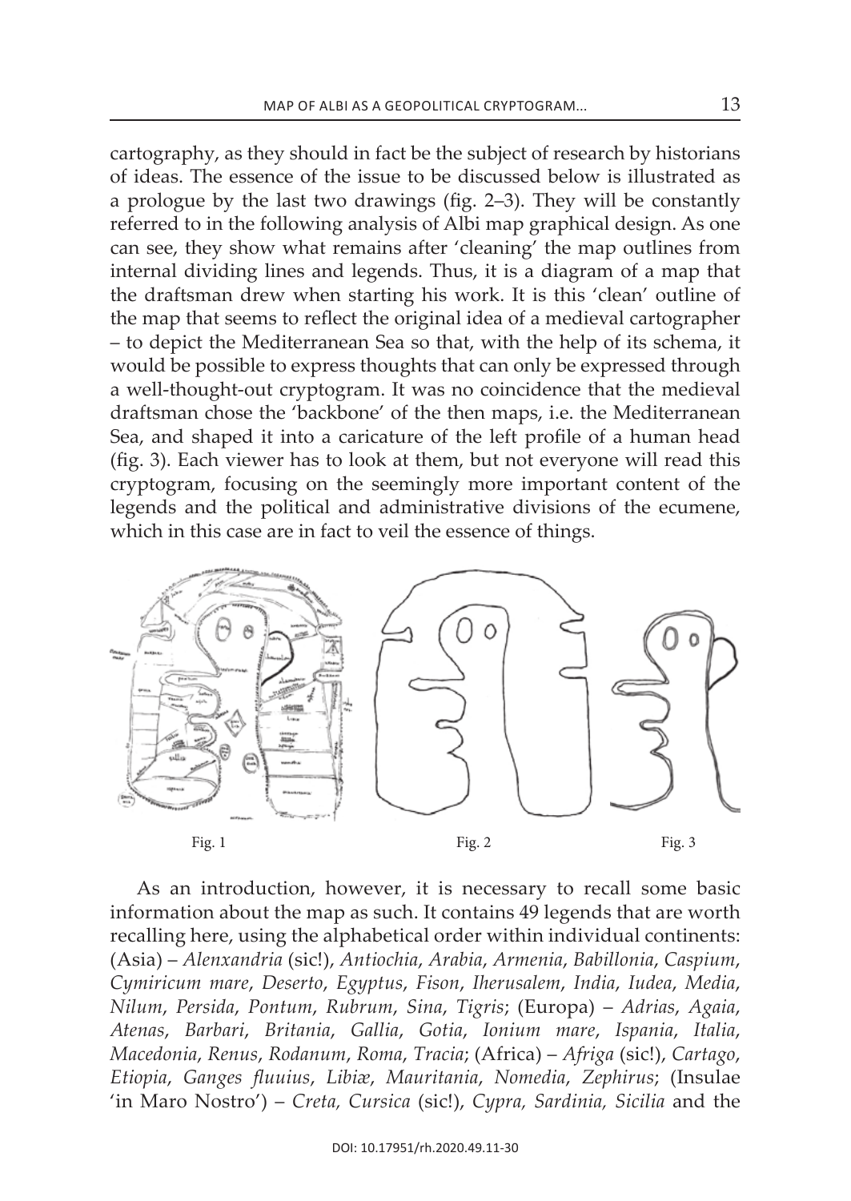cartography, as they should in fact be the subject of research by historians of ideas. The essence of the issue to be discussed below is illustrated as a prologue by the last two drawings (fig. 2–3). They will be constantly referred to in the following analysis of Albi map graphical design. As one can see, they show what remains after 'cleaning' the map outlines from internal dividing lines and legends. Thus, it is a diagram of a map that the draftsman drew when starting his work. It is this 'clean' outline of the map that seems to reflect the original idea of a medieval cartographer – to depict the Mediterranean Sea so that, with the help of its schema, it would be possible to express thoughts that can only be expressed through a well-thought-out cryptogram. It was no coincidence that the medieval draftsman chose the 'backbone' of the then maps, i.e. the Mediterranean Sea, and shaped it into a caricature of the left profile of a human head (fig. 3). Each viewer has to look at them, but not everyone will read this cryptogram, focusing on the seemingly more important content of the legends and the political and administrative divisions of the ecumene, which in this case are in fact to veil the essence of things.

Fig. 1 Fig. 2 Fig. 3

As an introduction, however, it is necessary to recall some basic information about the map as such. It contains 49 legends that are worth recalling here, using the alphabetical order within individual continents: (Asia) – *Alenxandria* (sic!), *Antiochia*, *Arabia*, *Armenia*, *Babillonia*, *Caspium*, *Cymiricum mare*, *Deserto*, *Egyptus*, *Fison*, *Iherusalem*, *India*, *Iudea*, *Media*, *Nilum*, *Persida*, *Pontum*, *Rubrum*, *Sina*, *Tigris*; (Europa) – *Adrias*, *Agaia*, *Atenas*, *Barbari*, *Britania*, *Gallia*, *Gotia*, *Ionium mare*, *Ispania*, *Italia*, *Macedonia*, *Renus*, *Rodanum*, *Roma*, *Tracia*; (Africa) – *Afriga* (sic!), *Cartago*, *Etiopia*, *Ganges fluuius*, *Libiæ*, *Mauritania*, *Nomedia*, *Zephirus*; (Insulae 'in Maro Nostro') – *Creta, Cursica* (sic!), *Cypra, Sardinia, Sicilia* and the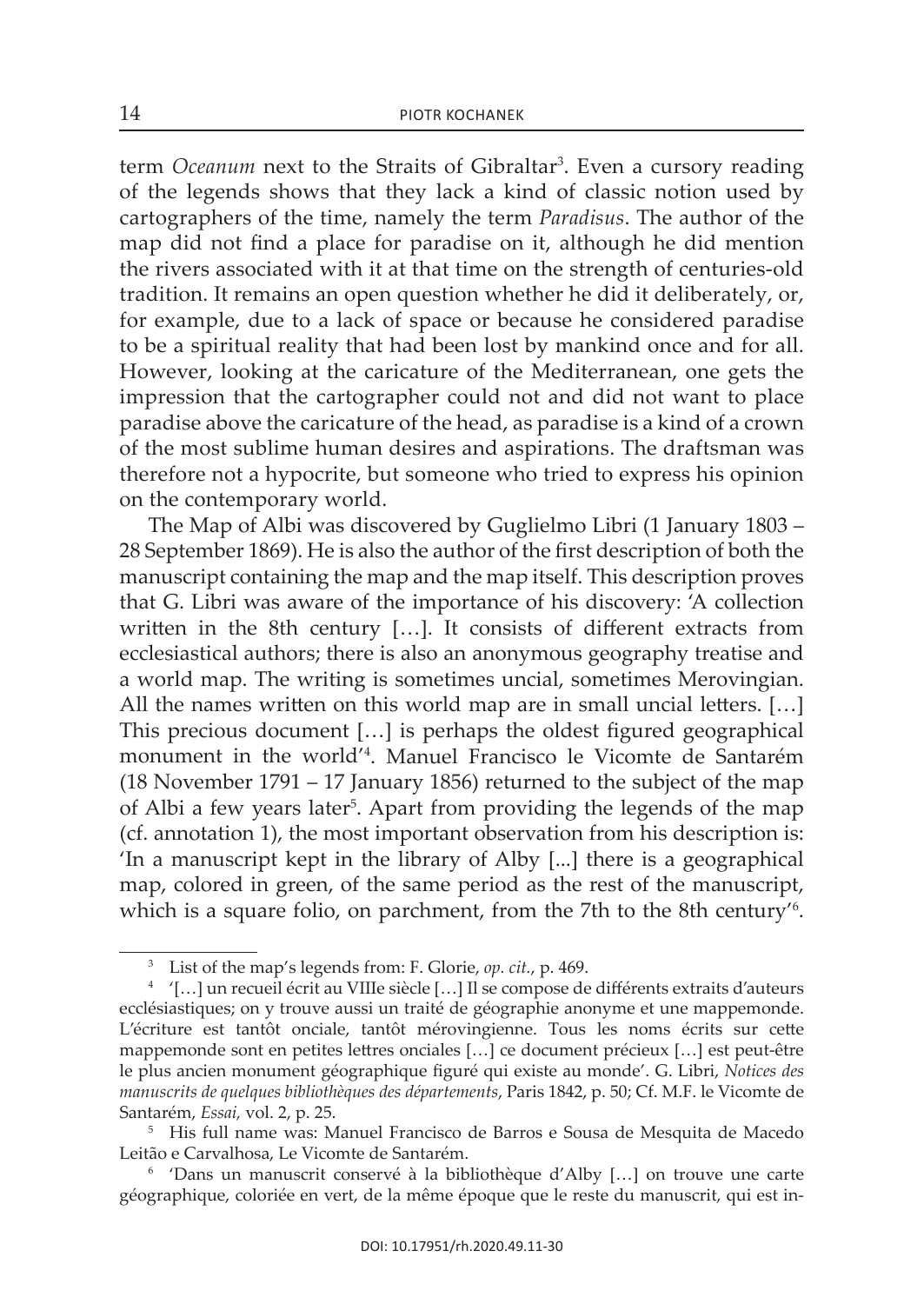term *Oceanum* next to the Straits of Gibraltar[3]. Even a cursory reading of the legends shows that they lack a kind of classic notion used by cartographers of the time, namely the term *Paradisus*. The author of the map did not find a place for paradise on it, although he did mention the rivers associated with it at that time on the strength of centuries-old tradition. It remains an open question whether he did it deliberately, or, for example, due to a lack of space or because he considered paradise to be a spiritual reality that had been lost by mankind once and for all. However, looking at the caricature of the Mediterranean, one gets the impression that the cartographer could not and did not want to place paradise above the caricature of the head, as paradise is a kind of a crown of the most sublime human desires and aspirations. The draftsman was therefore not a hypocrite, but someone who tried to express his opinion on the contemporary world.

The Map of Albi was discovered by Guglielmo Libri (1 January 1803 – 28 September 1869). He is also the author of the first description of both the manuscript containing the map and the map itself. This description proves that G. Libri was aware of the importance of his discovery: 'A collection written in the 8th century […]. It consists of different extracts from ecclesiastical authors; there is also an anonymous geography treatise and a world map. The writing is sometimes uncial, sometimes Merovingian. All the names written on this world map are in small uncial letters. […] This precious document […] is perhaps the oldest figured geographical monument in the world'[4]. Manuel Francisco le Vicomte de Santarém (18 November 1791 – 17 January 1856) returned to the subject of the map of Albi a few years later[5]. Apart from providing the legends of the map (cf. annotation 1), the most important observation from his description is: 'In a manuscript kept in the library of Alby [...] there is a geographical map, colored in green, of the same period as the rest of the manuscript, which is a square folio, on parchment, from the 7th to the 8th century'[6].

---

[3] List of the map's legends from: F. Glorie, *op. cit.*, p. 469.

[4] '[…] un recueil écrit au VIIIe siècle […] Il se compose de différents extraits d'auteurs ecclésiastiques; on y trouve aussi un traité de géographie anonyme et une mappemonde. L'écriture est tantôt onciale, tantôt mérovingienne. Tous les noms écrits sur cette mappemonde sont en petites lettres onciales […] ce document précieux […] est peut-être le plus ancien monument géographique figuré qui existe au monde'. G. Libri, *Notices des manuscrits de quelques bibliothèques des départements*, Paris 1842, p. 50; Cf. M.F. le Vicomte de Santarém, *Essai,* vol. 2, p. 25.

[5] His full name was: Manuel Francisco de Barros e Sousa de Mesquita de Macedo Leitão e Carvalhosa, Le Vicomte de Santarém.

[6] 'Dans un manuscrit conservé à la bibliothèque d'Alby […] on trouve une carte géographique, coloriée en vert, de la même époque que le reste du manuscrit, qui est in-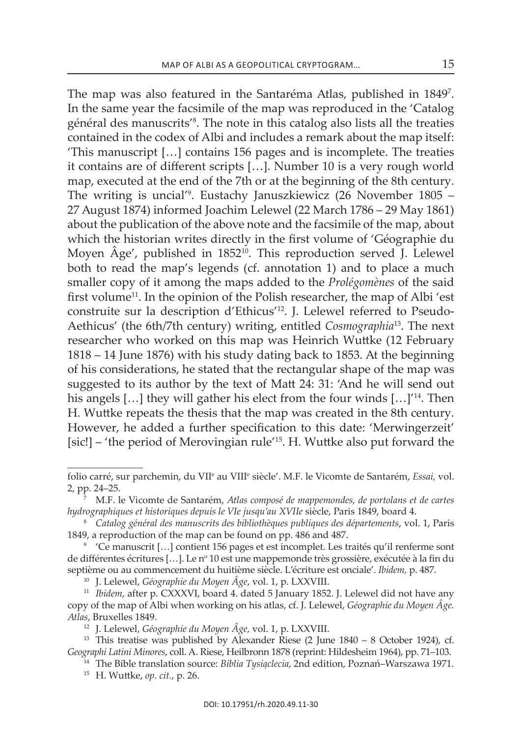The map was also featured in the Santaréma Atlas, published in 1849[7]. In the same year the facsimile of the map was reproduced in the 'Catalog général des manuscrits'[8]. The note in this catalog also lists all the treaties contained in the codex of Albi and includes a remark about the map itself: 'This manuscript […] contains 156 pages and is incomplete. The treaties it contains are of different scripts […]. Number 10 is a very rough world map, executed at the end of the 7th or at the beginning of the 8th century. The writing is uncial'[9]. Eustachy Januszkiewicz (26 November 1805 – 27 August 1874) informed Joachim Lelewel (22 March 1786 – 29 May 1861) about the publication of the above note and the facsimile of the map, about which the historian writes directly in the first volume of 'Géographie du Moyen Âge', published in 1852[10]. This reproduction served J. Lelewel both to read the map's legends (cf. annotation 1) and to place a much smaller copy of it among the maps added to the *Prolégomènes* of the said first volume[11]. In the opinion of the Polish researcher, the map of Albi 'est construite sur la description d'Ethicus'[12]. J. Lelewel referred to Pseudo-Aethicus' (the 6th/7th century) writing, entitled *Cosmographia*[13]. The next researcher who worked on this map was Heinrich Wuttke (12 February 1818 – 14 June 1876) with his study dating back to 1853. At the beginning of his considerations, he stated that the rectangular shape of the map was suggested to its author by the text of Matt 24: 31: 'And he will send out his angels […] they will gather his elect from the four winds […]'[14]. Then H. Wuttke repeats the thesis that the map was created in the 8th century. However, he added a further specification to this date: 'Merwingerzeit' [sic!] – 'the period of Merovingian rule'[15]. H. Wuttke also put forward the

---

folio carré, sur parchemin, du VII^e au VIII^e siècle'. M.F. le Vicomte de Santarém, *Essai*, vol. 2, pp. 24–25.

[7] M.F. le Vicomte de Santarém, *Atlas composé de mappemondes, de portolans et de cartes hydrographiques et historiques depuis le VIe jusqu'au XVIIe* siècle, Paris 1849, board 4.

[8] *Catalog général des manuscrits des bibliothèques publiques des départements*, vol. 1, Paris 1849, a reproduction of the map can be found on pp. 486 and 487.

[9] 'Ce manuscrit […] contient 156 pages et est incomplet. Les traités qu'il renferme sont de différentes écritures […]. Le n° 10 est une mappemonde très grossière, exécutée à la fin du septième ou au commencement du huitième siècle. L'écriture est onciale'. *Ibidem*, p. 487.

[10] J. Lelewel, *Géographie du Moyen Âge*, vol. 1, p. LXXVIII.

[11] *Ibidem*, after p. CXXXVI, board 4. dated 5 January 1852. J. Lelewel did not have any copy of the map of Albi when working on his atlas, cf. J. Lelewel, *Géographie du Moyen Âge. Atlas*, Bruxelles 1849.

[12] J. Lelewel, *Géographie du Moyen Âge*, vol. 1, p. LXXVIII.

[13] This treatise was published by Alexander Riese (2 June 1840 – 8 October 1924), cf. *Geographi Latini Minores*, coll. A. Riese, Heilbronn 1878 (reprint: Hildesheim 1964), pp. 71–103.

[14] The Bible translation source: *Biblia Tysiąclecia*, 2nd edition, Poznań–Warszawa 1971.

[15] H. Wuttke, *op. cit.*, p. 26.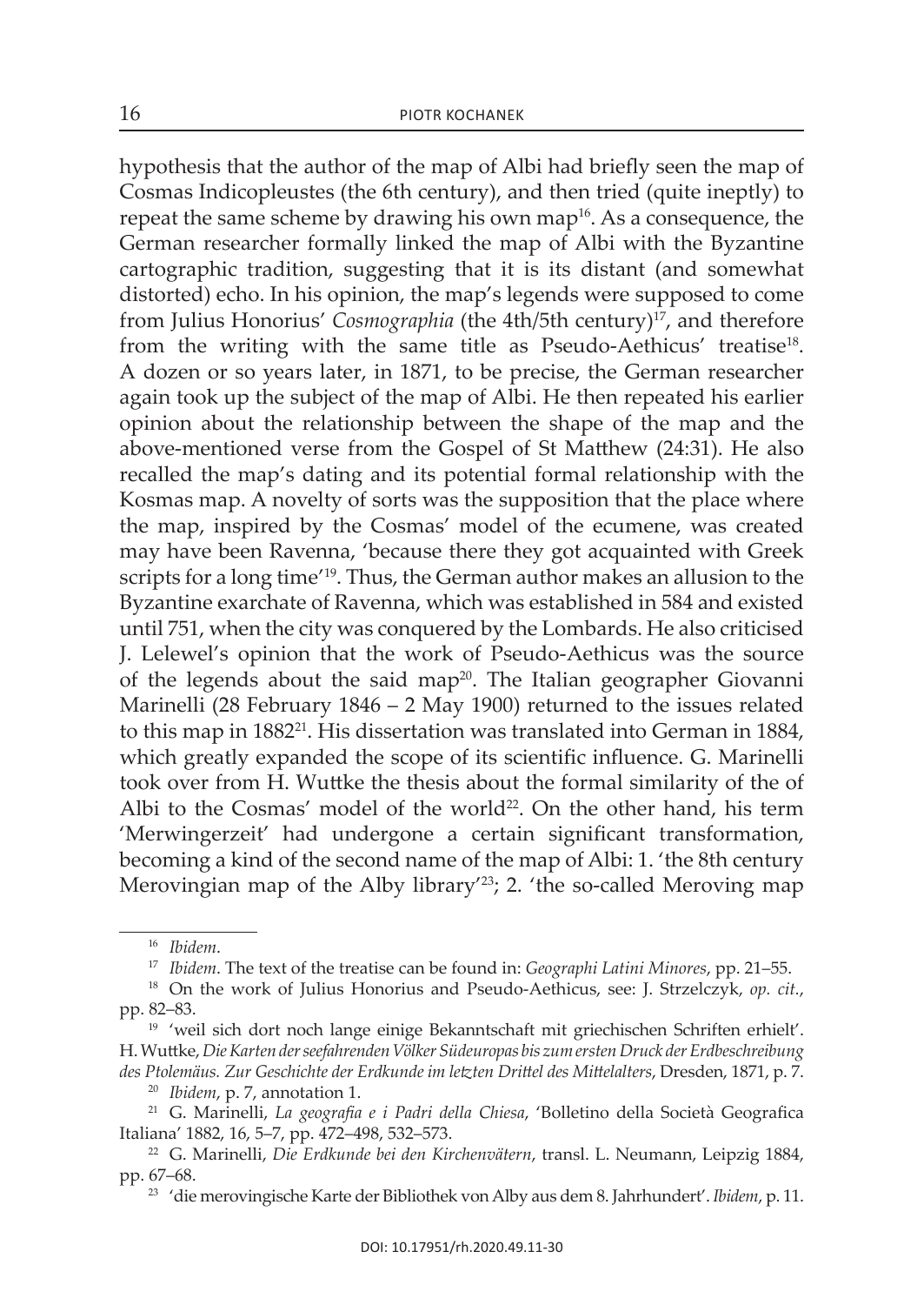hypothesis that the author of the map of Albi had briefly seen the map of Cosmas Indicopleustes (the 6th century), and then tried (quite ineptly) to repeat the same scheme by drawing his own map[16]. As a consequence, the German researcher formally linked the map of Albi with the Byzantine cartographic tradition, suggesting that it is its distant (and somewhat distorted) echo. In his opinion, the map's legends were supposed to come from Julius Honorius' *Cosmographia* (the 4th/5th century)[17], and therefore from the writing with the same title as Pseudo-Aethicus' treatise[18]. A dozen or so years later, in 1871, to be precise, the German researcher again took up the subject of the map of Albi. He then repeated his earlier opinion about the relationship between the shape of the map and the above-mentioned verse from the Gospel of St Matthew (24:31). He also recalled the map's dating and its potential formal relationship with the Kosmas map. A novelty of sorts was the supposition that the place where the map, inspired by the Cosmas' model of the ecumene, was created may have been Ravenna, 'because there they got acquainted with Greek scripts for a long time'[19]. Thus, the German author makes an allusion to the Byzantine exarchate of Ravenna, which was established in 584 and existed until 751, when the city was conquered by the Lombards. He also criticised J. Lelewel's opinion that the work of Pseudo-Aethicus was the source of the legends about the said map[20]. The Italian geographer Giovanni Marinelli (28 February 1846 – 2 May 1900) returned to the issues related to this map in 1882[21]. His dissertation was translated into German in 1884, which greatly expanded the scope of its scientific influence. G. Marinelli took over from H. Wuttke the thesis about the formal similarity of the of Albi to the Cosmas' model of the world[22]. On the other hand, his term 'Merwingerzeit' had undergone a certain significant transformation, becoming a kind of the second name of the map of Albi: 1. 'the 8th century Merovingian map of the Alby library'[23]; 2. 'the so-called Meroving map

---

[16] *Ibidem*.

[17] *Ibidem*. The text of the treatise can be found in: *Geographi Latini Minores*, pp. 21–55.

[18] On the work of Julius Honorius and Pseudo-Aethicus, see: J. Strzelczyk, *op. cit.*, pp. 82–83.

[19] 'weil sich dort noch lange einige Bekanntschaft mit griechischen Schriften erhielt'. H. Wuttke, *Die Karten der seefahrenden Völker Südeuropas bis zum ersten Druck der Erdbeschreibung des Ptolemäus. Zur Geschichte der Erdkunde im letzten Drittel des Mittelalters*, Dresden, 1871, p. 7.

[20] *Ibidem*, p. 7, annotation 1.

[21] G. Marinelli, *La geografia e i Padri della Chiesa*, 'Bolletino della Società Geografica Italiana' 1882, 16, 5–7, pp. 472–498, 532–573.

[22] G. Marinelli, *Die Erdkunde bei den Kirchenvätern*, transl. L. Neumann, Leipzig 1884, pp. 67–68.

[23] 'die merovingische Karte der Bibliothek von Alby aus dem 8. Jahrhundert'. *Ibidem*, p. 11.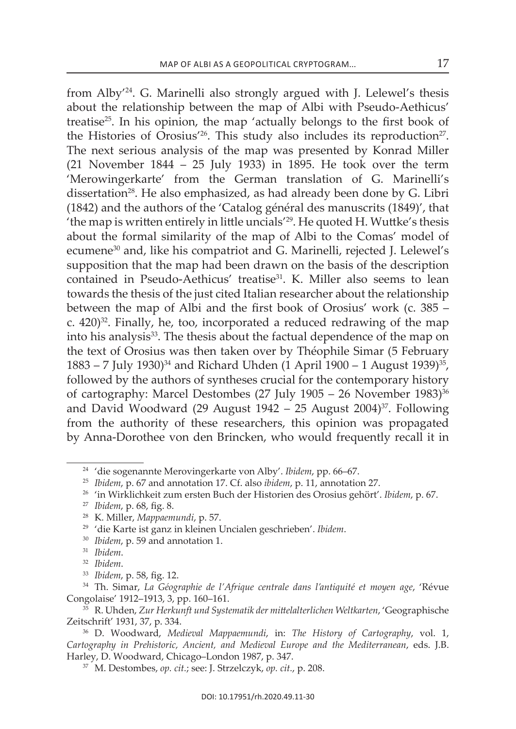from Alby'[24]. G. Marinelli also strongly argued with J. Lelewel's thesis about the relationship between the map of Albi with Pseudo-Aethicus' treatise[25]. In his opinion, the map 'actually belongs to the first book of the Histories of Orosius'[26]. This study also includes its reproduction[27]. The next serious analysis of the map was presented by Konrad Miller (21 November 1844 – 25 July 1933) in 1895. He took over the term 'Merowingerkarte' from the German translation of G. Marinelli's dissertation[28]. He also emphasized, as had already been done by G. Libri (1842) and the authors of the 'Catalog général des manuscrits (1849)', that 'the map is written entirely in little uncials'[29]. He quoted H. Wuttke's thesis about the formal similarity of the map of Albi to the Comas' model of ecumene[30] and, like his compatriot and G. Marinelli, rejected J. Lelewel's supposition that the map had been drawn on the basis of the description contained in Pseudo-Aethicus' treatise[31]. K. Miller also seems to lean towards the thesis of the just cited Italian researcher about the relationship between the map of Albi and the first book of Orosius' work (c. 385 – c. 420)[32]. Finally, he, too, incorporated a reduced redrawing of the map into his analysis[33]. The thesis about the factual dependence of the map on the text of Orosius was then taken over by Théophile Simar (5 February 1883 – 7 July 1930)[34] and Richard Uhden (1 April 1900 – 1 August 1939)[35], followed by the authors of syntheses crucial for the contemporary history of cartography: Marcel Destombes (27 July 1905 – 26 November 1983)[36] and David Woodward (29 August 1942 – 25 August 2004)[37]. Following from the authority of these researchers, this opinion was propagated by Anna-Dorothee von den Brincken, who would frequently recall it in

---

[24] 'die sogenannte Merovingerkarte von Alby'. *Ibidem*, pp. 66–67.

[25] *Ibidem*, p. 67 and annotation 17. Cf. also *ibidem*, p. 11, annotation 27.

[26] 'in Wirklichkeit zum ersten Buch der Historien des Orosius gehört'. *Ibidem*, p. 67.

[27] *Ibidem*, p. 68, fig. 8.

[28] K. Miller, *Mappaemundi*, p. 57.

[29] 'die Karte ist ganz in kleinen Uncialen geschrieben'. *Ibidem*.

[30] *Ibidem*, p. 59 and annotation 1.

[31] *Ibidem*.

[32] *Ibidem*.

[33] *Ibidem*, p. 58, fig. 12.

[34] Th. Simar, *La Géographie de l'Afrique centrale dans l'antiquité et moyen age*, 'Révue Congolaise' 1912–1913, 3, pp. 160–161.

[35] R. Uhden, *Zur Herkunft und Systematik der mittelalterlichen Weltkarten*, 'Geographische Zeitschrift' 1931, 37, p. 334.

[36] D. Woodward, *Medieval Mappaemundi*, in: *The History of Cartography*, vol. 1, *Cartography in Prehistoric, Ancient, and Medieval Europe and the Mediterranean*, eds. J.B. Harley, D. Woodward, Chicago–London 1987, p. 347.

[37] M. Destombes, *op. cit.*; see: J. Strzelczyk, *op. cit.*, p. 208.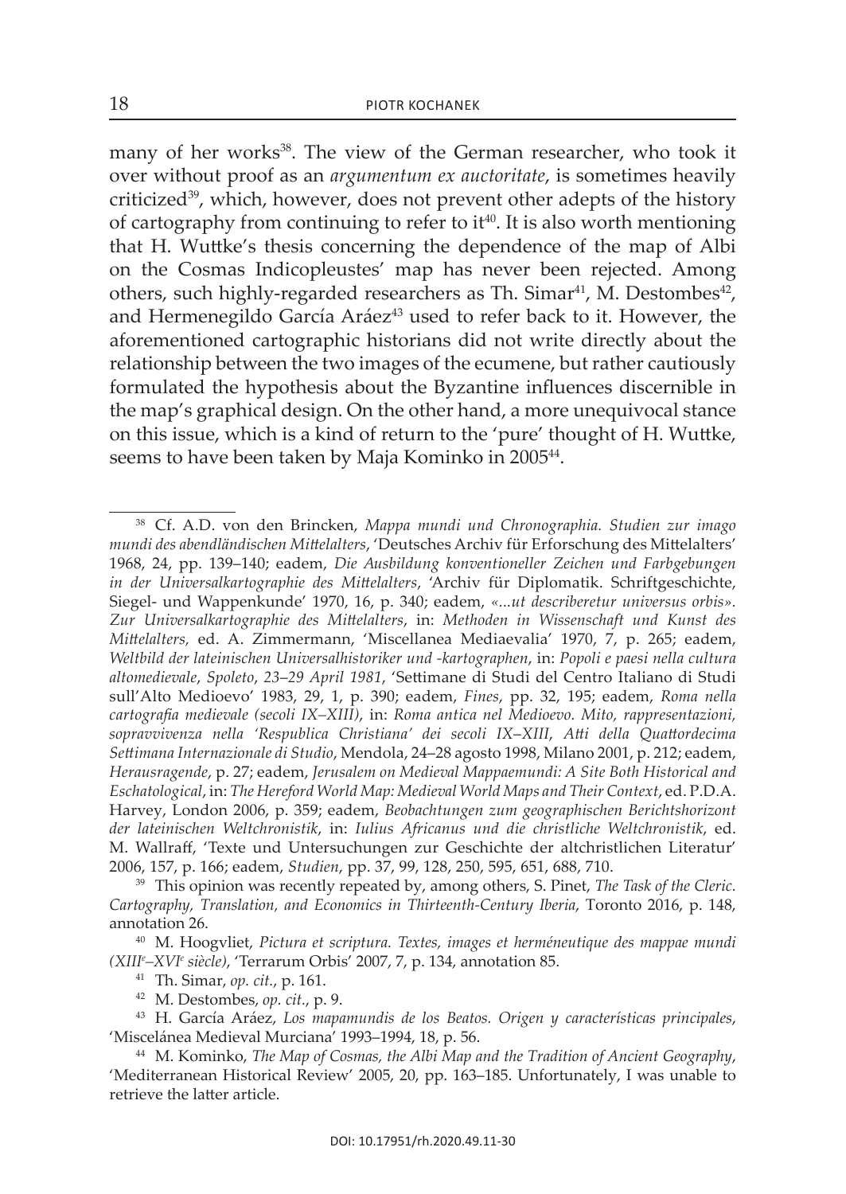many of her works[38]. The view of the German researcher, who took it over without proof as an *argumentum ex auctoritate*, is sometimes heavily criticized[39], which, however, does not prevent other adepts of the history of cartography from continuing to refer to it[40]. It is also worth mentioning that H. Wuttke's thesis concerning the dependence of the map of Albi on the Cosmas Indicopleustes' map has never been rejected. Among others, such highly-regarded researchers as Th. Simar[41], M. Destombes[42], and Hermenegildo García Aráez[43] used to refer back to it. However, the aforementioned cartographic historians did not write directly about the relationship between the two images of the ecumene, but rather cautiously formulated the hypothesis about the Byzantine influences discernible in the map's graphical design. On the other hand, a more unequivocal stance on this issue, which is a kind of return to the 'pure' thought of H. Wuttke, seems to have been taken by Maja Kominko in 2005[44].

---

[38] Cf. A.D. von den Brincken, *Mappa mundi und Chronographia. Studien zur imago mundi des abendländischen Mittelalters*, 'Deutsches Archiv für Erforschung des Mittelalters' 1968, 24, pp. 139–140; eadem, *Die Ausbildung konventioneller Zeichen und Farbgebungen in der Universalkartographie des Mittelalters*, 'Archiv für Diplomatik. Schriftgeschichte, Siegel- und Wappenkunde' 1970, 16, p. 340; eadem, *«...ut describeretur universus orbis». Zur Universalkartographie des Mittelalters*, in: *Methoden in Wissenschaft und Kunst des Mittelalters*, ed. A. Zimmermann, 'Miscellanea Mediaevalia' 1970, 7, p. 265; eadem, *Weltbild der lateinischen Universalhistoriker und -kartographen*, in: *Popoli e paesi nella cultura altomedievale*, *Spoleto, 23–29 April 1981*, 'Settimane di Studi del Centro Italiano di Studi sull'Alto Medioevo' 1983, 29, 1, p. 390; eadem, *Fines*, pp. 32, 195; eadem, *Roma nella cartografia medievale (secoli IX–XIII)*, in: *Roma antica nel Medioevo. Mito, rappresentazioni, sopravvivenza nella 'Respublica Christiana' dei secoli IX–XIII, Atti della Quattordecima Settimana Internazionale di Studio*, Mendola, 24–28 agosto 1998, Milano 2001, p. 212; eadem, *Herausragende*, p. 27; eadem, *Jerusalem on Medieval Mappaemundi: A Site Both Historical and Eschatological*, in: *The Hereford World Map: Medieval World Maps and Their Context*, ed. P.D.A. Harvey, London 2006, p. 359; eadem, *Beobachtungen zum geographischen Berichtshorizont der lateinischen Weltchronistik*, in: *Iulius Africanus und die christliche Weltchronistik*, ed. M. Wallraff, 'Texte und Untersuchungen zur Geschichte der altchristlichen Literatur' 2006, 157, p. 166; eadem, *Studien*, pp. 37, 99, 128, 250, 595, 651, 688, 710.

[39] This opinion was recently repeated by, among others, S. Pinet, *The Task of the Cleric. Cartography, Translation, and Economics in Thirteenth-Century Iberia*, Toronto 2016, p. 148, annotation 26.

[40] M. Hoogvliet, *Pictura et scriptura. Textes, images et herméneutique des mappae mundi (XIII$^e$–XVI$^e$ siècle)*, 'Terrarum Orbis' 2007, 7, p. 134, annotation 85.

[41] Th. Simar, *op. cit.*, p. 161.

[42] M. Destombes, *op. cit.*, p. 9.

[43] H. García Aráez, *Los mapamundis de los Beatos. Origen y características principales*, 'Miscelánea Medieval Murciana' 1993–1994, 18, p. 56.

[44] M. Kominko, *The Map of Cosmas, the Albi Map and the Tradition of Ancient Geography*, 'Mediterranean Historical Review' 2005, 20, pp. 163–185. Unfortunately, I was unable to retrieve the latter article.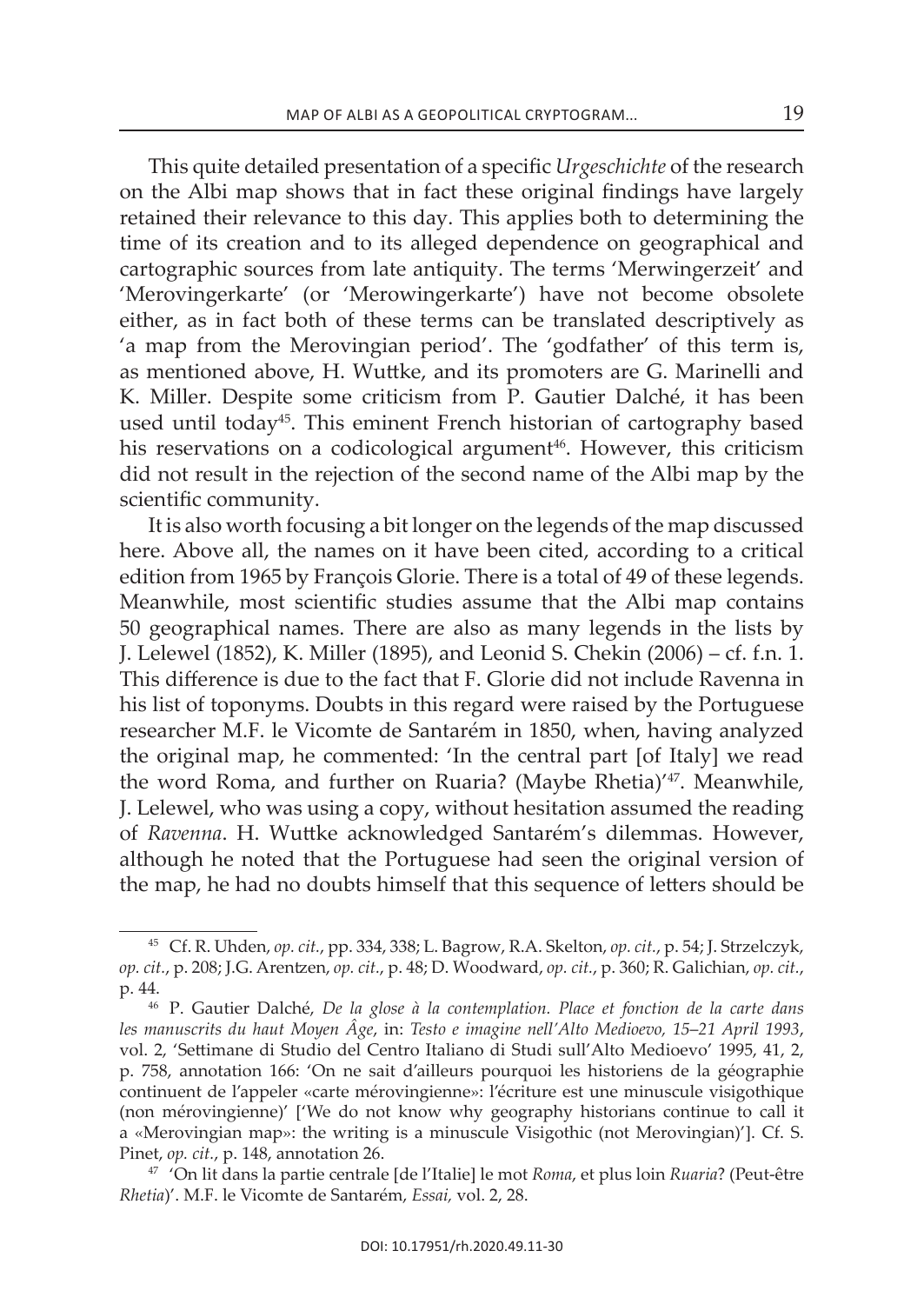This quite detailed presentation of a specific *Urgeschichte* of the research on the Albi map shows that in fact these original findings have largely retained their relevance to this day. This applies both to determining the time of its creation and to its alleged dependence on geographical and cartographic sources from late antiquity. The terms 'Merwingerzeit' and 'Merovingerkarte' (or 'Merowingerkarte') have not become obsolete either, as in fact both of these terms can be translated descriptively as 'a map from the Merovingian period'. The 'godfather' of this term is, as mentioned above, H. Wuttke, and its promoters are G. Marinelli and K. Miller. Despite some criticism from P. Gautier Dalché, it has been used until today[45]. This eminent French historian of cartography based his reservations on a codicological argument[46]. However, this criticism did not result in the rejection of the second name of the Albi map by the scientific community.

It is also worth focusing a bit longer on the legends of the map discussed here. Above all, the names on it have been cited, according to a critical edition from 1965 by François Glorie. There is a total of 49 of these legends. Meanwhile, most scientific studies assume that the Albi map contains 50 geographical names. There are also as many legends in the lists by J. Lelewel (1852), K. Miller (1895), and Leonid S. Chekin (2006) – cf. f.n. 1. This difference is due to the fact that F. Glorie did not include Ravenna in his list of toponyms. Doubts in this regard were raised by the Portuguese researcher M.F. le Vicomte de Santarém in 1850, when, having analyzed the original map, he commented: 'In the central part [of Italy] we read the word Roma, and further on Ruaria? (Maybe Rhetia)'[47]. Meanwhile, J. Lelewel, who was using a copy, without hesitation assumed the reading of *Ravenna*. H. Wuttke acknowledged Santarém's dilemmas. However, although he noted that the Portuguese had seen the original version of the map, he had no doubts himself that this sequence of letters should be

---

[45] Cf. R. Uhden, *op. cit.*, pp. 334, 338; L. Bagrow, R.A. Skelton, *op. cit.*, p. 54; J. Strzelczyk, *op. cit.*, p. 208; J.G. Arentzen, *op. cit.*, p. 48; D. Woodward, *op. cit.*, p. 360; R. Galichian, *op. cit.*, p. 44.

[46] P. Gautier Dalché, *De la glose à la contemplation. Place et fonction de la carte dans les manuscrits du haut Moyen Âge*, in: *Testo e imagine nell'Alto Medioevo, 15–21 April 1993*, vol. 2, 'Settimane di Studio del Centro Italiano di Studi sull'Alto Medioevo' 1995, 41, 2, p. 758, annotation 166: 'On ne sait d'ailleurs pourquoi les historiens de la géographie continuent de l'appeler «carte mérovingienne»: l'écriture est une minuscule visigothique (non mérovingienne)' ['We do not know why geography historians continue to call it a «Merovingian map»: the writing is a minuscule Visigothic (not Merovingian)']. Cf. S. Pinet, *op. cit.*, p. 148, annotation 26.

[47] 'On lit dans la partie centrale [de l'Italie] le mot *Roma*, et plus loin *Ruaria*? (Peut-être *Rhetia*)'. M.F. le Vicomte de Santarém, *Essai*, vol. 2, 28.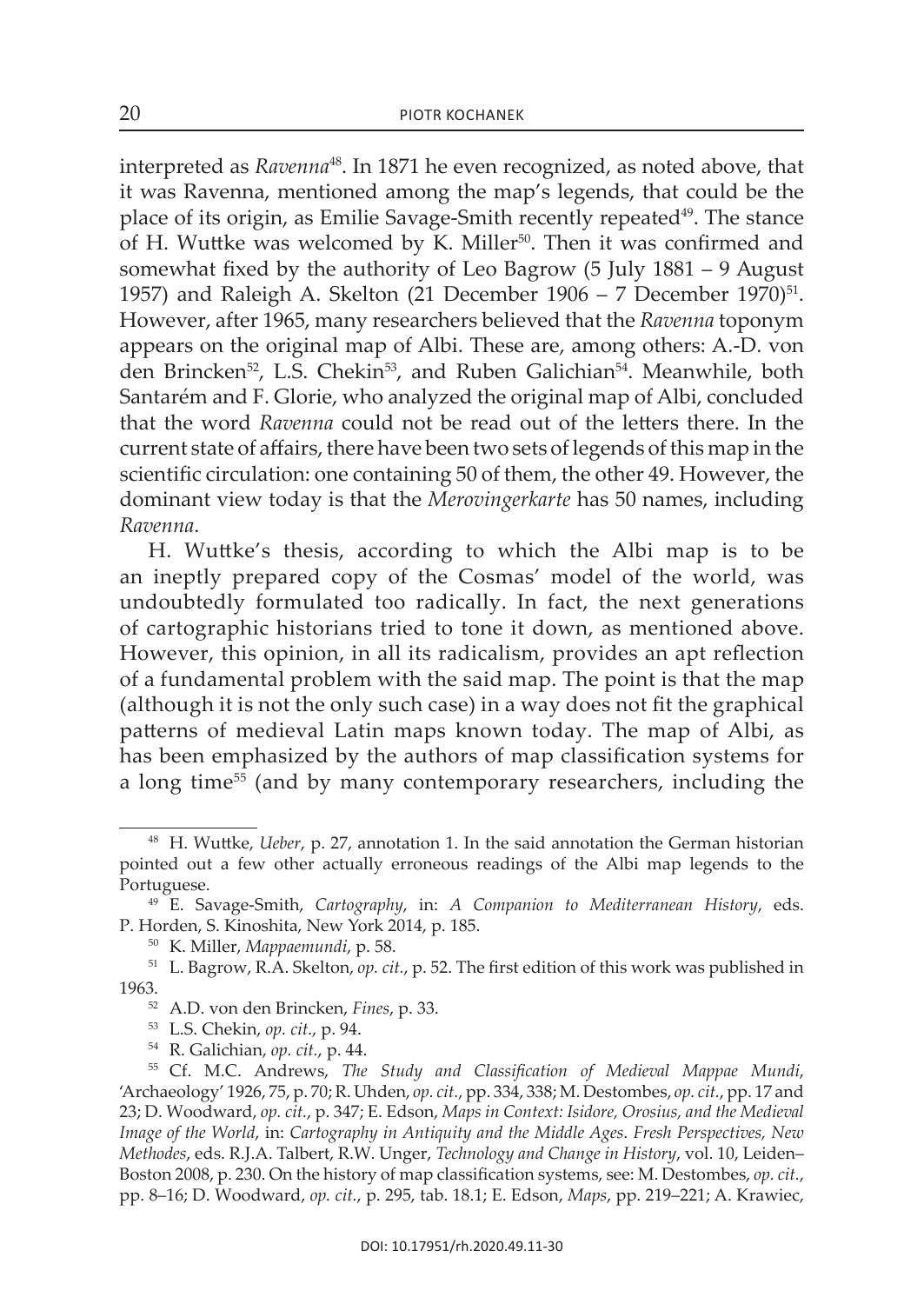interpreted as *Ravenna*[48]. In 1871 he even recognized, as noted above, that it was Ravenna, mentioned among the map's legends, that could be the place of its origin, as Emilie Savage-Smith recently repeated[49]. The stance of H. Wuttke was welcomed by K. Miller[50]. Then it was confirmed and somewhat fixed by the authority of Leo Bagrow (5 July 1881 – 9 August 1957) and Raleigh A. Skelton (21 December 1906 – 7 December 1970)[51]. However, after 1965, many researchers believed that the *Ravenna* toponym appears on the original map of Albi. These are, among others: A.-D. von den Brincken[52], L.S. Chekin[53], and Ruben Galichian[54]. Meanwhile, both Santarém and F. Glorie, who analyzed the original map of Albi, concluded that the word *Ravenna* could not be read out of the letters there. In the current state of affairs, there have been two sets of legends of this map in the scientific circulation: one containing 50 of them, the other 49. However, the dominant view today is that the *Merovingerkarte* has 50 names, including *Ravenna*.

H. Wuttke's thesis, according to which the Albi map is to be an ineptly prepared copy of the Cosmas' model of the world, was undoubtedly formulated too radically. In fact, the next generations of cartographic historians tried to tone it down, as mentioned above. However, this opinion, in all its radicalism, provides an apt reflection of a fundamental problem with the said map. The point is that the map (although it is not the only such case) in a way does not fit the graphical patterns of medieval Latin maps known today. The map of Albi, as has been emphasized by the authors of map classification systems for a long time[55] (and by many contemporary researchers, including the

---

[48] H. Wuttke, *Ueber*, p. 27, annotation 1. In the said annotation the German historian pointed out a few other actually erroneous readings of the Albi map legends to the Portuguese.

[49] E. Savage-Smith, *Cartography*, in: *A Companion to Mediterranean History*, eds. P. Horden, S. Kinoshita, New York 2014, p. 185.

[50] K. Miller, *Mappaemundi*, p. 58.

[51] L. Bagrow, R.A. Skelton, *op. cit.*, p. 52. The first edition of this work was published in 1963.

[52] A.D. von den Brincken, *Fines*, p. 33.

[53] L.S. Chekin, *op. cit.*, p. 94.

[54] R. Galichian, *op. cit.*, p. 44.

[55] Cf. M.C. Andrews, *The Study and Classification of Medieval Mappae Mundi*, 'Archaeology' 1926, 75, p. 70; R. Uhden, *op. cit.*, pp. 334, 338; M. Destombes, *op. cit.*, pp. 17 and 23; D. Woodward, *op. cit.*, p. 347; E. Edson, *Maps in Context: Isidore, Orosius, and the Medieval Image of the World*, in: *Cartography in Antiquity and the Middle Ages. Fresh Perspectives, New Methodes*, eds. R.J.A. Talbert, R.W. Unger, *Technology and Change in History*, vol. 10, Leiden–Boston 2008, p. 230. On the history of map classification systems, see: M. Destombes, *op. cit.*, pp. 8–16; D. Woodward, *op. cit.*, p. 295, tab. 18.1; E. Edson, *Maps*, pp. 219–221; A. Krawiec,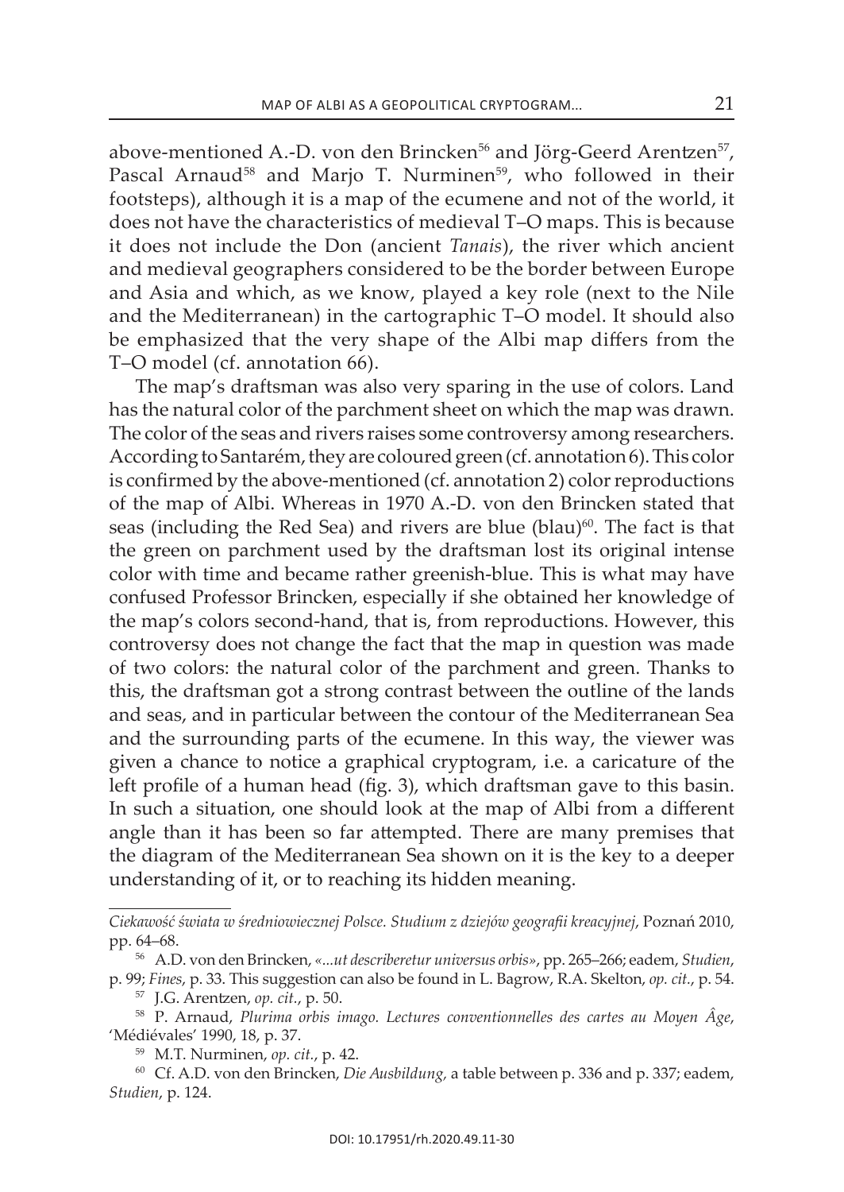above-mentioned A.-D. von den Brincken[56] and Jörg-Geerd Arentzen[57], Pascal Arnaud[58] and Marjo T. Nurminen[59], who followed in their footsteps), although it is a map of the ecumene and not of the world, it does not have the characteristics of medieval T–O maps. This is because it does not include the Don (ancient *Tanais*), the river which ancient and medieval geographers considered to be the border between Europe and Asia and which, as we know, played a key role (next to the Nile and the Mediterranean) in the cartographic T–O model. It should also be emphasized that the very shape of the Albi map differs from the T–O model (cf. annotation 66).

The map's draftsman was also very sparing in the use of colors. Land has the natural color of the parchment sheet on which the map was drawn. The color of the seas and rivers raises some controversy among researchers. According to Santarém, they are coloured green (cf. annotation 6). This color is confirmed by the above-mentioned (cf. annotation 2) color reproductions of the map of Albi. Whereas in 1970 A.-D. von den Brincken stated that seas (including the Red Sea) and rivers are blue (blau)[60]. The fact is that the green on parchment used by the draftsman lost its original intense color with time and became rather greenish-blue. This is what may have confused Professor Brincken, especially if she obtained her knowledge of the map's colors second-hand, that is, from reproductions. However, this controversy does not change the fact that the map in question was made of two colors: the natural color of the parchment and green. Thanks to this, the draftsman got a strong contrast between the outline of the lands and seas, and in particular between the contour of the Mediterranean Sea and the surrounding parts of the ecumene. In this way, the viewer was given a chance to notice a graphical cryptogram, i.e. a caricature of the left profile of a human head (fig. 3), which draftsman gave to this basin. In such a situation, one should look at the map of Albi from a different angle than it has been so far attempted. There are many premises that the diagram of the Mediterranean Sea shown on it is the key to a deeper understanding of it, or to reaching its hidden meaning.

---

*Ciekawość świata w średniowiecznej Polsce. Studium z dziejów geografii kreacyjnej*, Poznań 2010, pp. 64–68.

[56] A.D. von den Brincken, *«...ut describeretur universus orbis»*, pp. 265–266; eadem, *Studien*, p. 99; *Fines*, p. 33. This suggestion can also be found in L. Bagrow, R.A. Skelton, *op. cit.*, p. 54.

[57] J.G. Arentzen, *op. cit.*, p. 50.

[58] P. Arnaud, *Plurima orbis imago. Lectures conventionnelles des cartes au Moyen Âge*, 'Médiévales' 1990, 18, p. 37.

[59] M.T. Nurminen, *op. cit.*, p. 42.

[60] Cf. A.D. von den Brincken, *Die Ausbildung*, a table between p. 336 and p. 337; eadem, *Studien*, p. 124.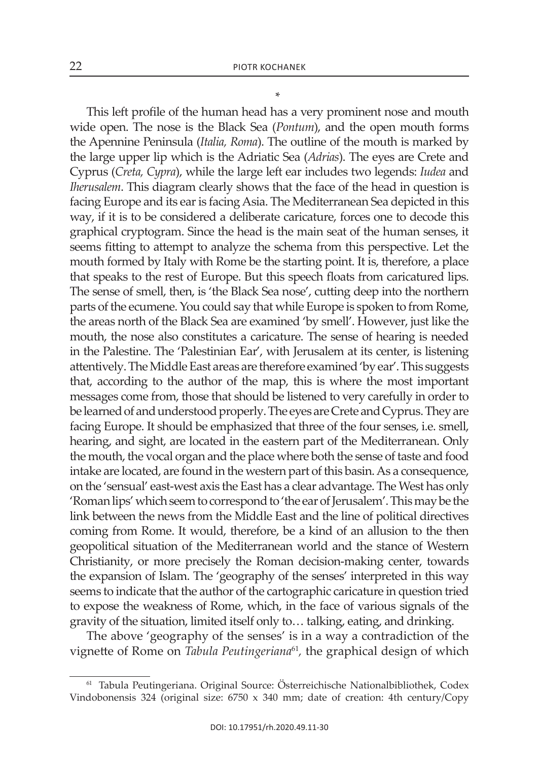*

This left profile of the human head has a very prominent nose and mouth wide open. The nose is the Black Sea (*Pontum*), and the open mouth forms the Apennine Peninsula (*Italia, Roma*). The outline of the mouth is marked by the large upper lip which is the Adriatic Sea (*Adrias*). The eyes are Crete and Cyprus (*Creta, Cypra*), while the large left ear includes two legends: *Iudea* and *Iherusalem*. This diagram clearly shows that the face of the head in question is facing Europe and its ear is facing Asia. The Mediterranean Sea depicted in this way, if it is to be considered a deliberate caricature, forces one to decode this graphical cryptogram. Since the head is the main seat of the human senses, it seems fitting to attempt to analyze the schema from this perspective. Let the mouth formed by Italy with Rome be the starting point. It is, therefore, a place that speaks to the rest of Europe. But this speech floats from caricatured lips. The sense of smell, then, is 'the Black Sea nose', cutting deep into the northern parts of the ecumene. You could say that while Europe is spoken to from Rome, the areas north of the Black Sea are examined 'by smell'. However, just like the mouth, the nose also constitutes a caricature. The sense of hearing is needed in the Palestine. The 'Palestinian Ear', with Jerusalem at its center, is listening attentively. The Middle East areas are therefore examined 'by ear'. This suggests that, according to the author of the map, this is where the most important messages come from, those that should be listened to very carefully in order to be learned of and understood properly. The eyes are Crete and Cyprus. They are facing Europe. It should be emphasized that three of the four senses, i.e. smell, hearing, and sight, are located in the eastern part of the Mediterranean. Only the mouth, the vocal organ and the place where both the sense of taste and food intake are located, are found in the western part of this basin. As a consequence, on the 'sensual' east-west axis the East has a clear advantage. The West has only 'Roman lips' which seem to correspond to 'the ear of Jerusalem'. This may be the link between the news from the Middle East and the line of political directives coming from Rome. It would, therefore, be a kind of an allusion to the then geopolitical situation of the Mediterranean world and the stance of Western Christianity, or more precisely the Roman decision-making center, towards the expansion of Islam. The 'geography of the senses' interpreted in this way seems to indicate that the author of the cartographic caricature in question tried to expose the weakness of Rome, which, in the face of various signals of the gravity of the situation, limited itself only to… talking, eating, and drinking.

The above 'geography of the senses' is in a way a contradiction of the vignette of Rome on *Tabula Peutingeriana*[61], the graphical design of which

[61] Tabula Peutingeriana. Original Source: Österreichische Nationalbibliothek, Codex Vindobonensis 324 (original size: 6750 x 340 mm; date of creation: 4th century/Copy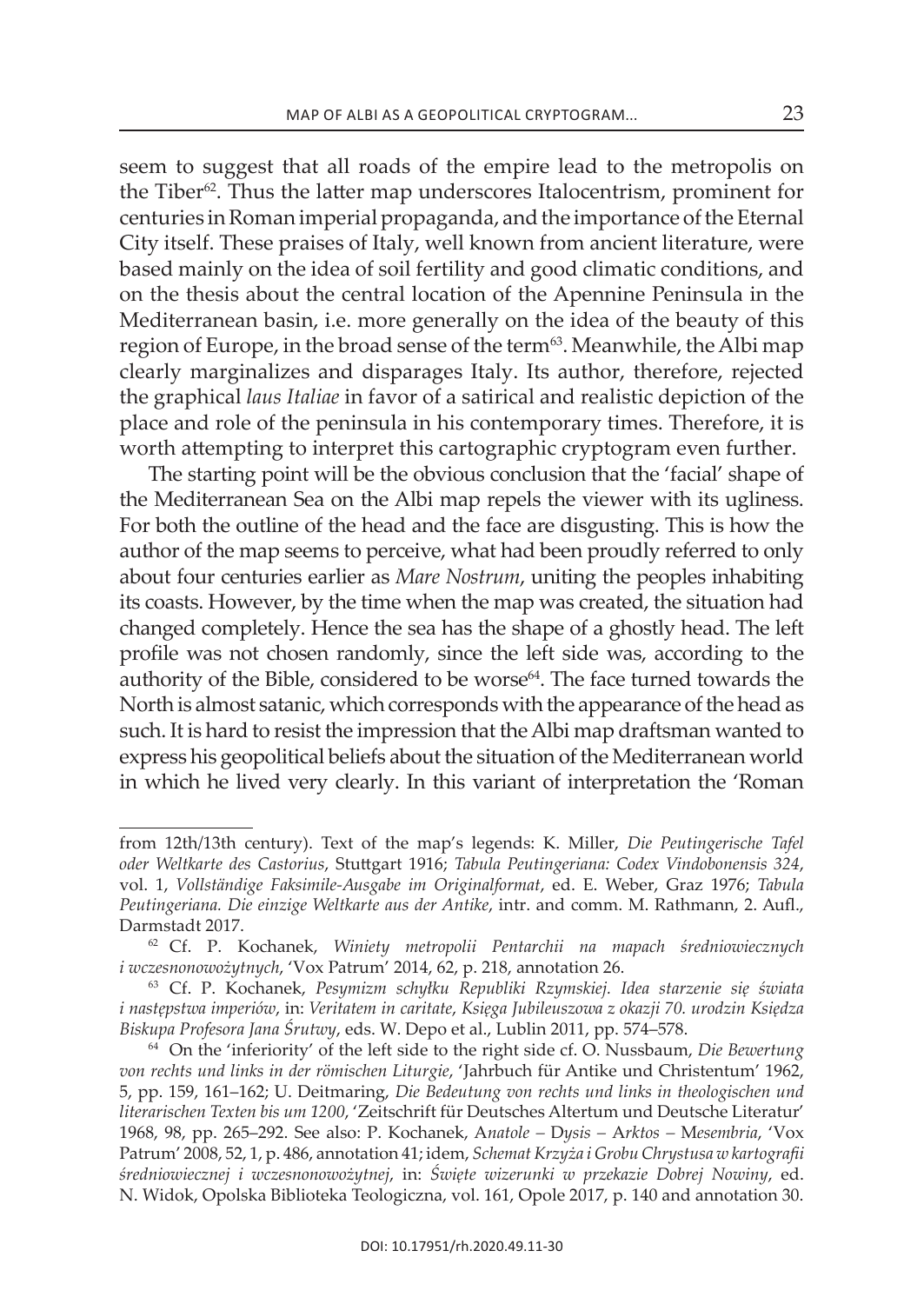seem to suggest that all roads of the empire lead to the metropolis on the Tiber[62]. Thus the latter map underscores Italocentrism, prominent for centuries in Roman imperial propaganda, and the importance of the Eternal City itself. These praises of Italy, well known from ancient literature, were based mainly on the idea of soil fertility and good climatic conditions, and on the thesis about the central location of the Apennine Peninsula in the Mediterranean basin, i.e. more generally on the idea of the beauty of this region of Europe, in the broad sense of the term[63]. Meanwhile, the Albi map clearly marginalizes and disparages Italy. Its author, therefore, rejected the graphical *laus Italiae* in favor of a satirical and realistic depiction of the place and role of the peninsula in his contemporary times. Therefore, it is worth attempting to interpret this cartographic cryptogram even further.

The starting point will be the obvious conclusion that the 'facial' shape of the Mediterranean Sea on the Albi map repels the viewer with its ugliness. For both the outline of the head and the face are disgusting. This is how the author of the map seems to perceive, what had been proudly referred to only about four centuries earlier as *Mare Nostrum*, uniting the peoples inhabiting its coasts. However, by the time when the map was created, the situation had changed completely. Hence the sea has the shape of a ghostly head. The left profile was not chosen randomly, since the left side was, according to the authority of the Bible, considered to be worse[64]. The face turned towards the North is almost satanic, which corresponds with the appearance of the head as such. It is hard to resist the impression that the Albi map draftsman wanted to express his geopolitical beliefs about the situation of the Mediterranean world in which he lived very clearly. In this variant of interpretation the 'Roman

---

from 12th/13th century). Text of the map's legends: K. Miller, *Die Peutingerische Tafel oder Weltkarte des Castorius*, Stuttgart 1916; *Tabula Peutingeriana: Codex Vindobonensis 324*, vol. 1, *Vollständige Faksimile-Ausgabe im Originalformat*, ed. E. Weber, Graz 1976; *Tabula Peutingeriana. Die einzige Weltkarte aus der Antike*, intr. and comm. M. Rathmann, 2. Aufl., Darmstadt 2017.

[62] Cf. P. Kochanek, *Winiety metropolii Pentarchii na mapach średniowiecznych i wczesnonowożytnych*, 'Vox Patrum' 2014, 62, p. 218, annotation 26.

[63] Cf. P. Kochanek, *Pesymizm schyłku Republiki Rzymskiej. Idea starzenie się świata i następstwa imperiów*, in: *Veritatem in caritate, Księga Jubileuszowa z okazji 70. urodzin Księdza Biskupa Profesora Jana Śrutwy*, eds. W. Depo et al., Lublin 2011, pp. 574–578.

[64] On the 'inferiority' of the left side to the right side cf. O. Nussbaum, *Die Bewertung von rechts und links in der römischen Liturgie*, 'Jahrbuch für Antike und Christentum' 1962, 5, pp. 159, 161–162; U. Deitmaring, *Die Bedeutung von rechts und links in theologischen und literarischen Texten bis um 1200*, 'Zeitschrift für Deutsches Altertum und Deutsche Literatur' 1968, 98, pp. 265–292. See also: P. Kochanek, A*natole* – D*ysis* – A*rktos* – M*esembria*, 'Vox Patrum' 2008, 52, 1, p. 486, annotation 41; idem, *Schemat Krzyża i Grobu Chrystusa w kartografii średniowiecznej i wczesnonowożytnej*, in: *Święte wizerunki w przekazie Dobrej Nowiny*, ed. N. Widok, Opolska Biblioteka Teologiczna, vol. 161, Opole 2017, p. 140 and annotation 30.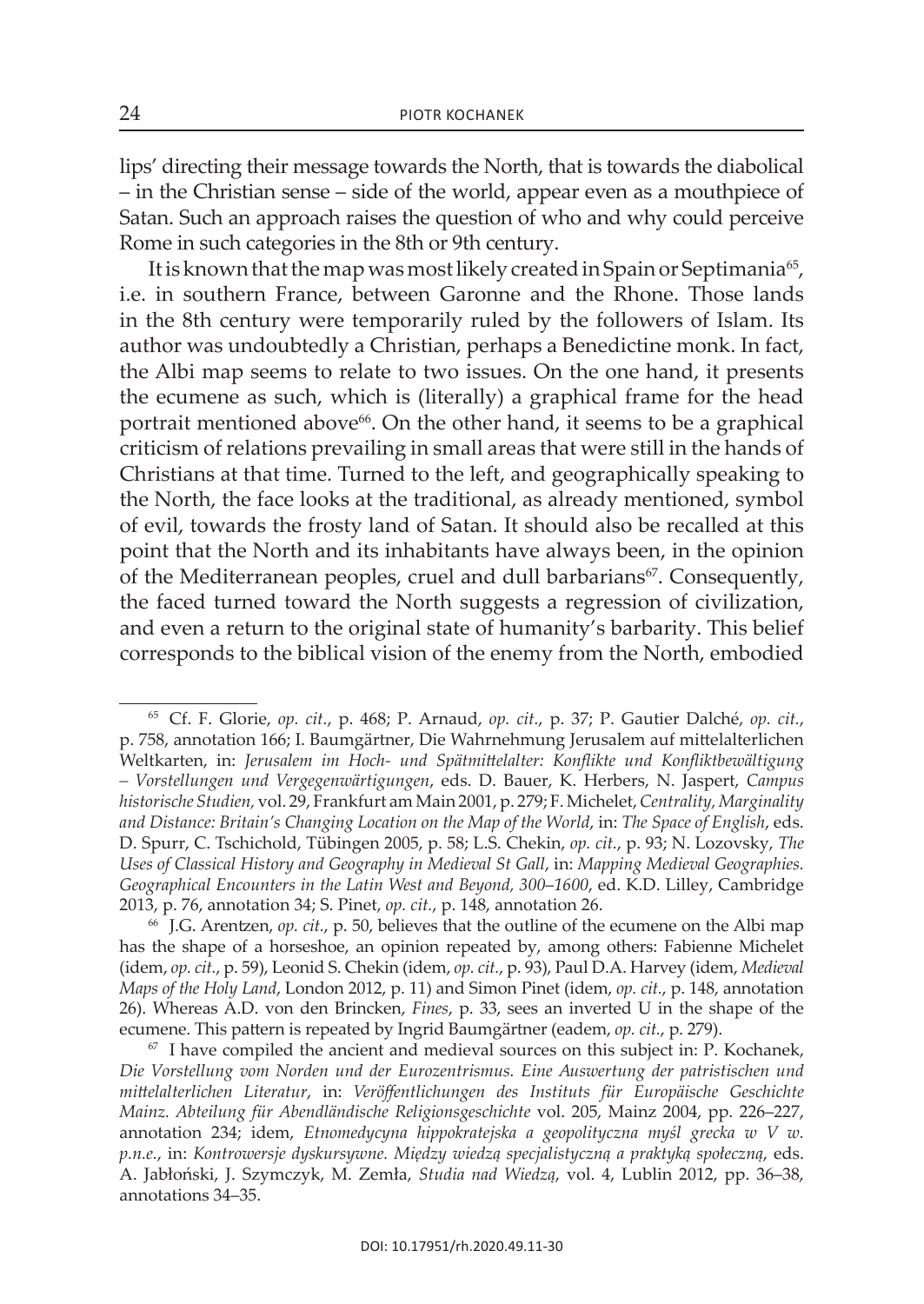lips' directing their message towards the North, that is towards the diabolical – in the Christian sense – side of the world, appear even as a mouthpiece of Satan. Such an approach raises the question of who and why could perceive Rome in such categories in the 8th or 9th century.

It is known that the map was most likely created in Spain or Septimania[65], i.e. in southern France, between Garonne and the Rhone. Those lands in the 8th century were temporarily ruled by the followers of Islam. Its author was undoubtedly a Christian, perhaps a Benedictine monk. In fact, the Albi map seems to relate to two issues. On the one hand, it presents the ecumene as such, which is (literally) a graphical frame for the head portrait mentioned above[66]. On the other hand, it seems to be a graphical criticism of relations prevailing in small areas that were still in the hands of Christians at that time. Turned to the left, and geographically speaking to the North, the face looks at the traditional, as already mentioned, symbol of evil, towards the frosty land of Satan. It should also be recalled at this point that the North and its inhabitants have always been, in the opinion of the Mediterranean peoples, cruel and dull barbarians[67]. Consequently, the faced turned toward the North suggests a regression of civilization, and even a return to the original state of humanity's barbarity. This belief corresponds to the biblical vision of the enemy from the North, embodied

---

[65] Cf. F. Glorie, *op. cit.*, p. 468; P. Arnaud, *op. cit.*, p. 37; P. Gautier Dalché, *op. cit.*, p. 758, annotation 166; I. Baumgärtner, Die Wahrnehmung Jerusalem auf mittelalterlichen Weltkarten, in: *Jerusalem im Hoch- und Spätmittelalter: Konflikte und Konfliktbewältigung – Vorstellungen und Vergegenwärtigungen*, eds. D. Bauer, K. Herbers, N. Jaspert, *Campus historische Studien*, vol. 29, Frankfurt am Main 2001, p. 279; F. Michelet, *Centrality, Marginality and Distance: Britain's Changing Location on the Map of the World*, in: *The Space of English*, eds. D. Spurr, C. Tschichold, Tübingen 2005, p. 58; L.S. Chekin, *op. cit.*, p. 93; N. Lozovsky, *The Uses of Classical History and Geography in Medieval St Gall*, in: *Mapping Medieval Geographies. Geographical Encounters in the Latin West and Beyond, 300–1600*, ed. K.D. Lilley, Cambridge 2013, p. 76, annotation 34; S. Pinet, *op. cit.*, p. 148, annotation 26.

[66] J.G. Arentzen, *op. cit.*, p. 50, believes that the outline of the ecumene on the Albi map has the shape of a horseshoe, an opinion repeated by, among others: Fabienne Michelet (idem, *op. cit.*, p. 59), Leonid S. Chekin (idem, *op. cit.*, p. 93), Paul D.A. Harvey (idem, *Medieval Maps of the Holy Land*, London 2012, p. 11) and Simon Pinet (idem, *op. cit.*, p. 148, annotation 26). Whereas A.D. von den Brincken, *Fines*, p. 33, sees an inverted U in the shape of the ecumene. This pattern is repeated by Ingrid Baumgärtner (eadem, *op. cit.*, p. 279).

[67] I have compiled the ancient and medieval sources on this subject in: P. Kochanek, *Die Vorstellung vom Norden und der Eurozentrismus. Eine Auswertung der patristischen und mittelalterlichen Literatur*, in: *Veröffentlichungen des Instituts für Europäische Geschichte Mainz. Abteilung für Abendländische Religionsgeschichte* vol. 205, Mainz 2004, pp. 226–227, annotation 234; idem, *Etnomedycyna hippokratejska a geopolityczna myśl grecka w V w. p.n.e.*, in: *Kontrowersje dyskursywne. Między wiedzą specjalistyczną a praktyką społeczną*, eds. A. Jabłoński, J. Szymczyk, M. Zemła, *Studia nad Wiedzą*, vol. 4, Lublin 2012, pp. 36–38, annotations 34–35.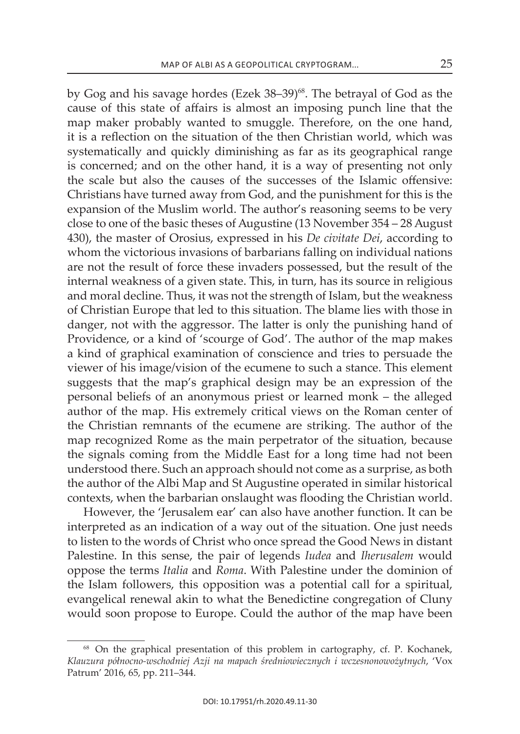by Gog and his savage hordes (Ezek 38–39)[68]. The betrayal of God as the cause of this state of affairs is almost an imposing punch line that the map maker probably wanted to smuggle. Therefore, on the one hand, it is a reflection on the situation of the then Christian world, which was systematically and quickly diminishing as far as its geographical range is concerned; and on the other hand, it is a way of presenting not only the scale but also the causes of the successes of the Islamic offensive: Christians have turned away from God, and the punishment for this is the expansion of the Muslim world. The author's reasoning seems to be very close to one of the basic theses of Augustine (13 November 354 – 28 August 430), the master of Orosius, expressed in his *De civitate Dei*, according to whom the victorious invasions of barbarians falling on individual nations are not the result of force these invaders possessed, but the result of the internal weakness of a given state. This, in turn, has its source in religious and moral decline. Thus, it was not the strength of Islam, but the weakness of Christian Europe that led to this situation. The blame lies with those in danger, not with the aggressor. The latter is only the punishing hand of Providence, or a kind of 'scourge of God'. The author of the map makes a kind of graphical examination of conscience and tries to persuade the viewer of his image/vision of the ecumene to such a stance. This element suggests that the map's graphical design may be an expression of the personal beliefs of an anonymous priest or learned monk – the alleged author of the map. His extremely critical views on the Roman center of the Christian remnants of the ecumene are striking. The author of the map recognized Rome as the main perpetrator of the situation, because the signals coming from the Middle East for a long time had not been understood there. Such an approach should not come as a surprise, as both the author of the Albi Map and St Augustine operated in similar historical contexts, when the barbarian onslaught was flooding the Christian world.

However, the 'Jerusalem ear' can also have another function. It can be interpreted as an indication of a way out of the situation. One just needs to listen to the words of Christ who once spread the Good News in distant Palestine. In this sense, the pair of legends *Iudea* and *Iherusalem* would oppose the terms *Italia* and *Roma*. With Palestine under the dominion of the Islam followers, this opposition was a potential call for a spiritual, evangelical renewal akin to what the Benedictine congregation of Cluny would soon propose to Europe. Could the author of the map have been

[68] On the graphical presentation of this problem in cartography, cf. P. Kochanek, *Klauzura północno-wschodniej Azji na mapach średniowiecznych i wczesnonowożytnych*, 'Vox Patrum' 2016, 65, pp. 211–344.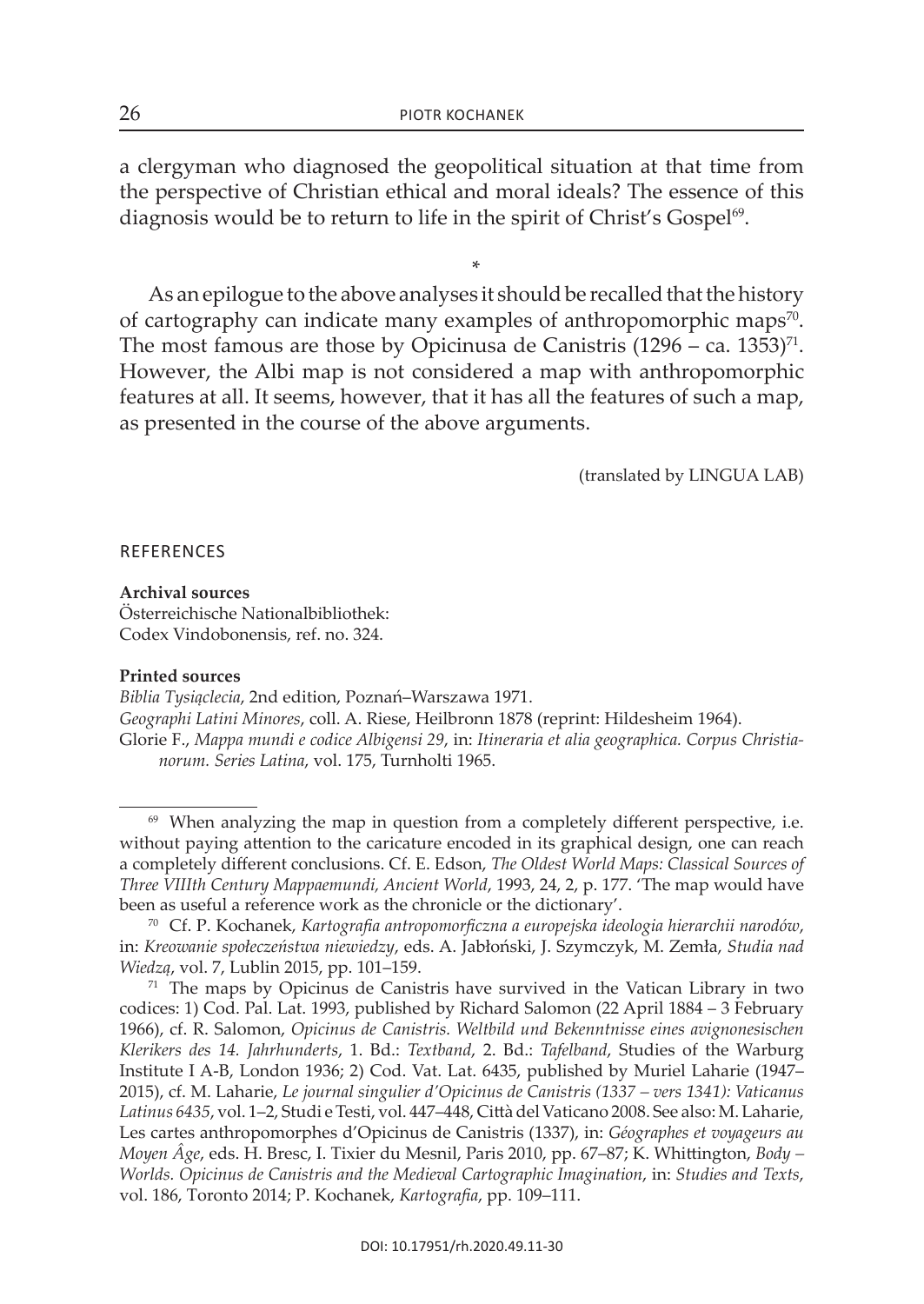a clergyman who diagnosed the geopolitical situation at that time from the perspective of Christian ethical and moral ideals? The essence of this diagnosis would be to return to life in the spirit of Christ's Gospel[69].

*

As an epilogue to the above analyses it should be recalled that the history of cartography can indicate many examples of anthropomorphic maps[70]. The most famous are those by Opicinusa de Canistris (1296 – ca. 1353)[71]. However, the Albi map is not considered a map with anthropomorphic features at all. It seems, however, that it has all the features of such a map, as presented in the course of the above arguments.

(translated by LINGUA LAB)

## REFERENCES

**Archival sources**
Österreichische Nationalbibliothek:
Codex Vindobonensis, ref. no. 324.

**Printed sources**
*Biblia Tysiąclecia*, 2nd edition, Poznań–Warszawa 1971.
*Geographi Latini Minores*, coll. A. Riese, Heilbronn 1878 (reprint: Hildesheim 1964).
Glorie F., *Mappa mundi e codice Albigensi 29*, in: *Itineraria et alia geographica. Corpus Christianorum. Series Latina*, vol. 175, Turnholti 1965.

---

[69] When analyzing the map in question from a completely different perspective, i.e. without paying attention to the caricature encoded in its graphical design, one can reach a completely different conclusions. Cf. E. Edson, *The Oldest World Maps: Classical Sources of Three VIIIth Century Mappaemundi, Ancient World*, 1993, 24, 2, p. 177. 'The map would have been as useful a reference work as the chronicle or the dictionary'.

[70] Cf. P. Kochanek, *Kartografia antropomorficzna a europejska ideologia hierarchii narodów*, in: *Kreowanie społeczeństwa niewiedzy*, eds. A. Jabłoński, J. Szymczyk, M. Zemła, *Studia nad Wiedzą*, vol. 7, Lublin 2015, pp. 101–159.

[71] The maps by Opicinus de Canistris have survived in the Vatican Library in two codices: 1) Cod. Pal. Lat. 1993, published by Richard Salomon (22 April 1884 – 3 February 1966), cf. R. Salomon, *Opicinus de Canistris. Weltbild und Bekenntnisse eines avignonesischen Klerikers des 14. Jahrhunderts*, 1. Bd.: *Textband*, 2. Bd.: *Tafelband*, Studies of the Warburg Institute I A-B, London 1936; 2) Cod. Vat. Lat. 6435, published by Muriel Laharie (1947–2015), cf. M. Laharie, *Le journal singulier d'Opicinus de Canistris (1337 – vers 1341): Vaticanus Latinus 6435*, vol. 1–2, Studi e Testi, vol. 447–448, Città del Vaticano 2008. See also: M. Laharie, Les cartes anthropomorphes d'Opicinus de Canistris (1337), in: *Géographes et voyageurs au Moyen Âge*, eds. H. Bresc, I. Tixier du Mesnil, Paris 2010, pp. 67–87; K. Whittington, *Body – Worlds. Opicinus de Canistris and the Medieval Cartographic Imagination*, in: *Studies and Texts*, vol. 186, Toronto 2014; P. Kochanek, *Kartografia*, pp. 109–111.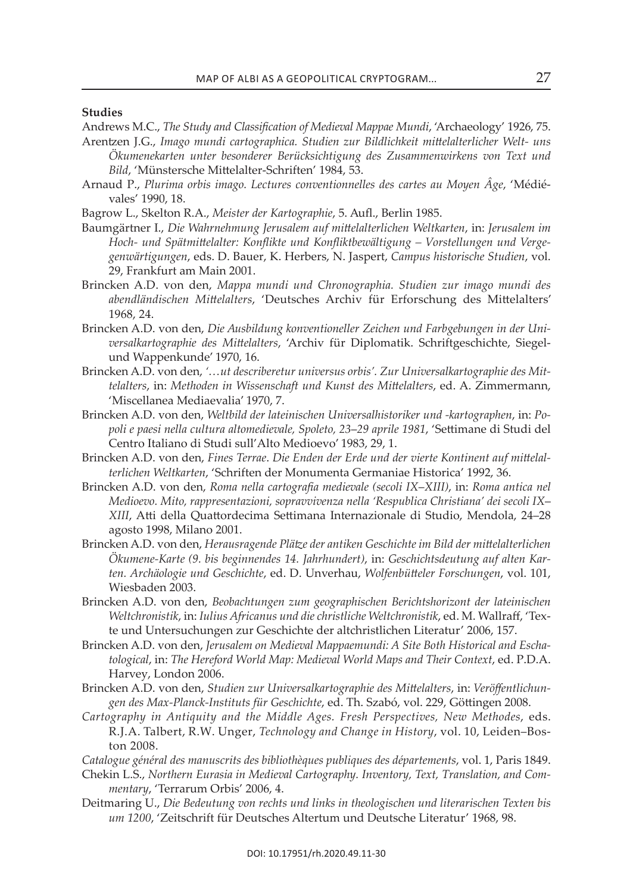**Studies**

Andrews M.C., *The Study and Classification of Medieval Mappae Mundi*, 'Archaeology' 1926, 75.

Arentzen J.G., *Imago mundi cartographica. Studien zur Bildlichkeit mittelalterlicher Welt- uns Ökumenekarten unter besonderer Berücksichtigung des Zusammenwirkens von Text und Bild*, 'Münstersche Mittelalter-Schriften' 1984, 53.

Arnaud P., *Plurima orbis imago. Lectures conventionnelles des cartes au Moyen Âge*, 'Médiévales' 1990, 18.

Bagrow L., Skelton R.A., *Meister der Kartographie*, 5. Aufl., Berlin 1985.

Baumgärtner I., *Die Wahrnehmung Jerusalem auf mittelalterlichen Weltkarten*, in: *Jerusalem im Hoch- und Spätmittelalter: Konflikte und Konfliktbewältigung – Vorstellungen und Vergegenwärtigungen*, eds. D. Bauer, K. Herbers, N. Jaspert, *Campus historische Studien*, vol. 29, Frankfurt am Main 2001.

Brincken A.D. von den, *Mappa mundi und Chronographia. Studien zur imago mundi des abendländischen Mittelalters*, 'Deutsches Archiv für Erforschung des Mittelalters' 1968, 24.

Brincken A.D. von den, *Die Ausbildung konventioneller Zeichen und Farbgebungen in der Universalkartographie des Mittelalters*, 'Archiv für Diplomatik. Schriftgeschichte, Siegel- und Wappenkunde' 1970, 16.

Brincken A.D. von den, *'…ut describeretur universus orbis'. Zur Universalkartographie des Mittelalters*, in: *Methoden in Wissenschaft und Kunst des Mittelalters*, ed. A. Zimmermann, 'Miscellanea Mediaevalia' 1970, 7.

Brincken A.D. von den, *Weltbild der lateinischen Universalhistoriker und -kartographen*, in: *Popoli e paesi nella cultura altomedievale, Spoleto, 23–29 aprile 1981*, 'Settimane di Studi del Centro Italiano di Studi sull'Alto Medioevo' 1983, 29, 1.

Brincken A.D. von den, *Fines Terrae*. *Die Enden der Erde und der vierte Kontinent auf mittelalterlichen Weltkarten*, 'Schriften der Monumenta Germaniae Historica' 1992, 36.

Brincken A.D. von den, *Roma nella cartografia medievale (secoli IX–XIII)*, in: *Roma antica nel Medioevo. Mito, rappresentazioni, sopravvivenza nella 'Respublica Christiana' dei secoli IX–XIII*, Atti della Quattordecima Settimana Internazionale di Studio, Mendola, 24–28 agosto 1998, Milano 2001.

Brincken A.D. von den, *Herausragende Plätze der antiken Geschichte im Bild der mittelalterlichen Ökumene-Karte (9. bis beginnendes 14. Jahrhundert)*, in: *Geschichtsdeutung auf alten Karten. Archäologie und Geschichte*, ed. D. Unverhau, *Wolfenbütteler Forschungen*, vol. 101, Wiesbaden 2003.

Brincken A.D. von den, *Beobachtungen zum geographischen Berichtshorizont der lateinischen Weltchronistik*, in: *Iulius Africanus und die christliche Weltchronistik*, ed. M. Wallraff, 'Texte und Untersuchungen zur Geschichte der altchristlichen Literatur' 2006, 157.

Brincken A.D. von den, *Jerusalem on Medieval Mappaemundi: A Site Both Historical and Eschatological*, in: *The Hereford World Map: Medieval World Maps and Their Context*, ed. P.D.A. Harvey, London 2006.

Brincken A.D. von den, *Studien zur Universalkartographie des Mittelalters*, in: *Veröffentlichungen des Max-Planck-Instituts für Geschichte*, ed. Th. Szabó, vol. 229, Göttingen 2008.

*Cartography in Antiquity and the Middle Ages. Fresh Perspectives, New Methodes*, eds. R.J.A. Talbert, R.W. Unger, *Technology and Change in History*, vol. 10, Leiden–Boston 2008.

*Catalogue général des manuscrits des bibliothèques publiques des départements*, vol. 1, Paris 1849.

Chekin L.S., *Northern Eurasia in Medieval Cartography. Inventory, Text, Translation, and Commentary*, 'Terrarum Orbis' 2006, 4.

Deitmaring U., *Die Bedeutung von rechts und links in theologischen und literarischen Texten bis um 1200*, 'Zeitschrift für Deutsches Altertum und Deutsche Literatur' 1968, 98.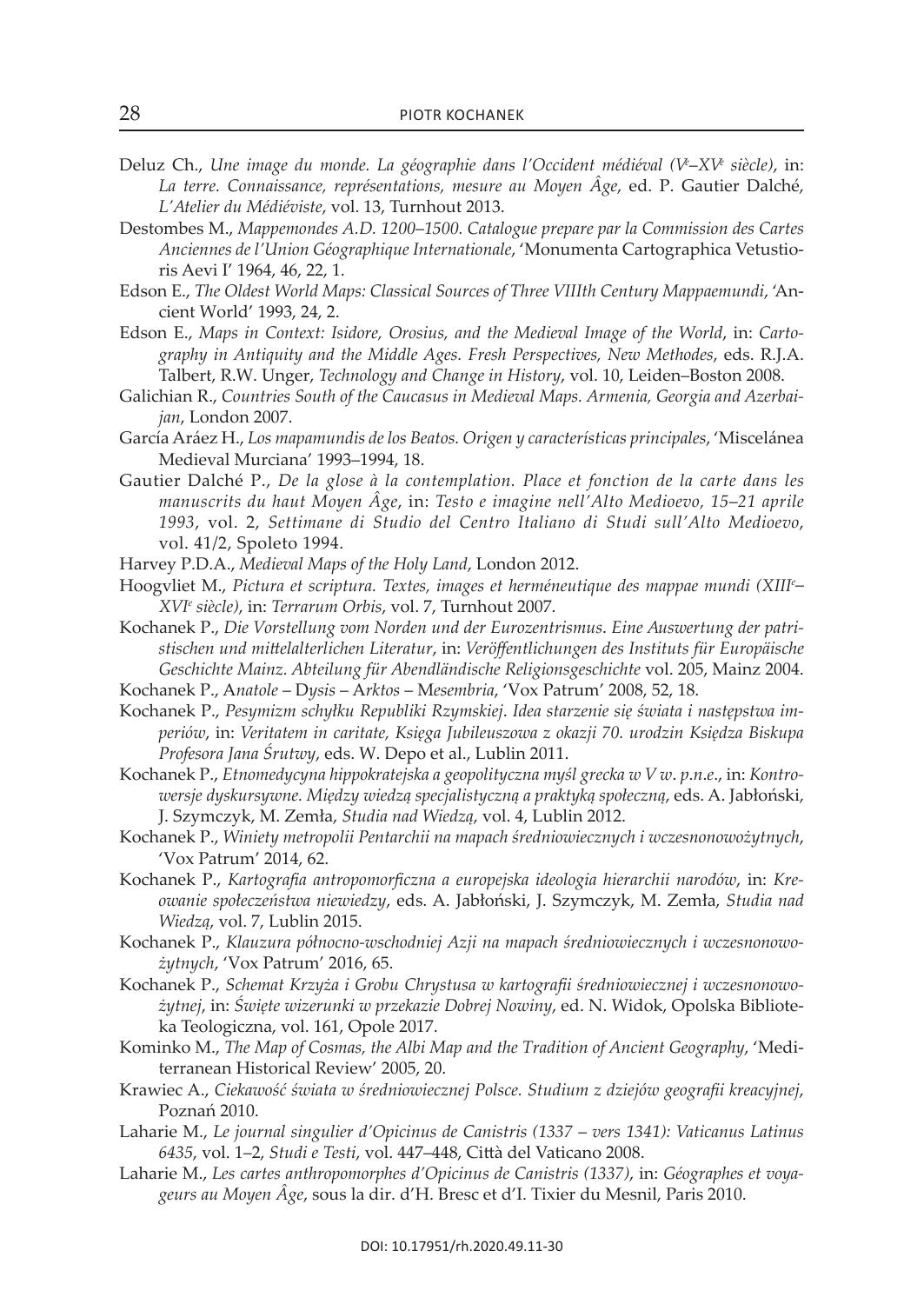Deluz Ch., *Une image du monde. La géographie dans l'Occident médiéval (Ve–XVe siècle)*, in: *La terre. Connaissance, représentations, mesure au Moyen Âge*, ed. P. Gautier Dalché, *L'Atelier du Médiéviste*, vol. 13, Turnhout 2013.

Destombes M., *Mappemondes A.D. 1200–1500. Catalogue prepare par la Commission des Cartes Anciennes de l'Union Géographique Internationale*, 'Monumenta Cartographica Vetustioris Aevi I' 1964, 46, 22, 1.

Edson E., *The Oldest World Maps: Classical Sources of Three VIIIth Century Mappaemundi*, 'Ancient World' 1993, 24, 2.

Edson E., *Maps in Context: Isidore, Orosius, and the Medieval Image of the World*, in: *Cartography in Antiquity and the Middle Ages. Fresh Perspectives, New Methodes*, eds. R.J.A. Talbert, R.W. Unger, *Technology and Change in History*, vol. 10, Leiden–Boston 2008.

Galichian R., *Countries South of the Caucasus in Medieval Maps. Armenia, Georgia and Azerbaijan*, London 2007.

García Aráez H., *Los mapamundis de los Beatos. Origen y características principales*, 'Miscelánea Medieval Murciana' 1993–1994, 18.

Gautier Dalché P., *De la glose à la contemplation. Place et fonction de la carte dans les manuscrits du haut Moyen Âge*, in: *Testo e imagine nell'Alto Medioevo, 15–21 aprile 1993*, vol. 2, *Settimane de Studio del Centro Italiano di Studi sull'Alto Medioevo*, vol. 41/2, Spoleto 1994.

Harvey P.D.A., *Medieval Maps of the Holy Land*, London 2012.

Hoogvliet M., *Pictura et scriptura. Textes, images et herméneutique des mappae mundi (XIIIe–XVIe siècle)*, in: *Terrarum Orbis*, vol. 7, Turnhout 2007.

Kochanek P., *Die Vorstellung vom Norden und der Eurozentrismus. Eine Auswertung der patristischen und mittelalterlichen Literatur*, in: *Veröffentlichungen des Instituts für Europäische Geschichte Mainz. Abteilung für Abendländische Religionsgeschichte* vol. 205, Mainz 2004.

Kochanek P., A*natole* – D*ysis* – A*rktos* – M*esembria*, 'Vox Patrum' 2008, 52, 18.

Kochanek P., *Pesymizm schyłku Republiki Rzymskiej. Idea starzenie się świata i następstwa imperiów*, in: *Veritatem in caritate, Księga Jubileuszowa z okazji 70. urodzin Księdza Biskupa Profesora Jana Śrutwy*, eds. W. Depo et al., Lublin 2011.

Kochanek P., *Etnomedycyna hippokratejska a geopolityczna myśl grecka w V w. p.n.e.*, in: *Kontrowersje dyskursywne. Między wiedzą specjalistyczną a praktyką społeczną*, eds. A. Jabłoński, J. Szymczyk, M. Zemła, *Studia nad Wiedzą*, vol. 4, Lublin 2012.

Kochanek P., *Winiety metropolii Pentarchii na mapach średniowiecznych i wczesnonowożytnych*, 'Vox Patrum' 2014, 62.

Kochanek P., *Kartografia antropomorficzna a europejska ideologia hierarchii narodów*, in: *Kreowanie społeczeństwa niewiedzy*, eds. A. Jabłoński, J. Szymczyk, M. Zemła, *Studia nad Wiedzą*, vol. 7, Lublin 2015.

Kochanek P., *Klauzura północno-wschodniej Azji na mapach średniowiecznych i wczesnonowożytnych*, 'Vox Patrum' 2016, 65.

Kochanek P., *Schemat Krzyża i Grobu Chrystusa w kartografii średniowiecznej i wczesnonowożytnej*, in: *Święte wizerunki w przekazie Dobrej Nowiny*, ed. N. Widok, Opolska Biblioteka Teologiczna, vol. 161, Opole 2017.

Kominko M., *The Map of Cosmas, the Albi Map and the Tradition of Ancient Geography*, 'Mediterranean Historical Review' 2005, 20.

Krawiec A., *Ciekawość świata w średniowiecznej Polsce. Studium z dziejów geografii kreacyjnej*, Poznań 2010.

Laharie M., *Le journal singulier d'Opicinus de Canistris (1337 – vers 1341): Vaticanus Latinus 6435*, vol. 1–2, *Studi e Testi*, vol. 447–448, Città del Vaticano 2008.

Laharie M., *Les cartes anthropomorphes d'Opicinus de Canistris (1337)*, in: *Géographes et voyageurs au Moyen Âge*, sous la dir. d'H. Bresc et d'I. Tixier du Mesnil, Paris 2010.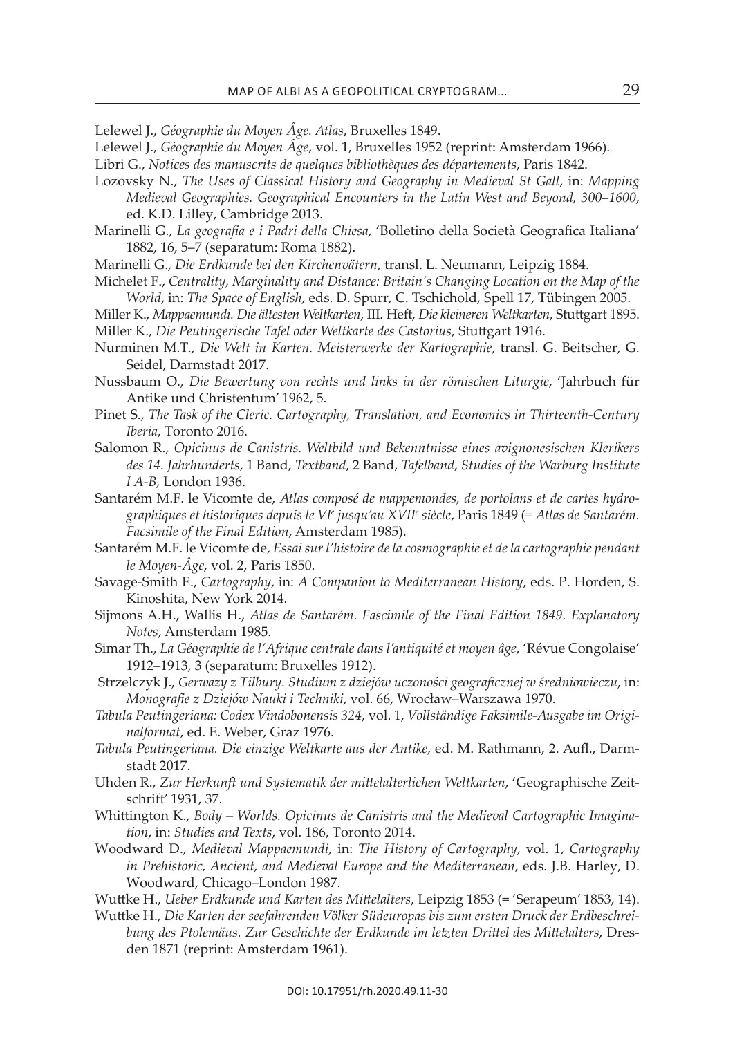Lelewel J., *Géographie du Moyen Âge. Atlas*, Bruxelles 1849.

Lelewel J., *Géographie du Moyen Âge*, vol. 1, Bruxelles 1952 (reprint: Amsterdam 1966).

Libri G., *Notices des manuscrits de quelques bibliothèques des départements*, Paris 1842.

Lozovsky N., *The Uses of Classical History and Geography in Medieval St Gall*, in: *Mapping Medieval Geographies. Geographical Encounters in the Latin West and Beyond, 300–1600*, ed. K.D. Lilley, Cambridge 2013.

Marinelli G., *La geografia e i Padri della Chiesa*, 'Bolletino della Società Geografica Italiana' 1882, 16, 5–7 (separatum: Roma 1882).

Marinelli G., *Die Erdkunde bei den Kirchenvätern*, transl. L. Neumann, Leipzig 1884.

Michelet F., *Centrality, Marginality and Distance: Britain's Changing Location on the Map of the World*, in: *The Space of English*, eds. D. Spurr, C. Tschichold, Spell 17, Tübingen 2005.

Miller K., *Mappaemundi. Die ältesten Weltkarten*, III. Heft, *Die kleineren Weltkarten*, Stuttgart 1895.

Miller K., *Die Peutingerische Tafel oder Weltkarte des Castorius*, Stuttgart 1916.

Nurminen M.T., *Die Welt in Karten. Meisterwerke der Kartographie*, transl. G. Beitscher, G. Seidel, Darmstadt 2017.

Nussbaum O., *Die Bewertung von rechts und links in der römischen Liturgie*, 'Jahrbuch für Antike und Christentum' 1962, 5.

Pinet S., *The Task of the Cleric. Cartography, Translation, and Economics in Thirteenth-Century Iberia*, Toronto 2016.

Salomon R., *Opicinus de Canistris. Weltbild und Bekenntnisse eines avignonesischen Klerikers des 14. Jahrhunderts*, 1 Band, *Textband*, 2 Band, *Tafelband*, *Studies of the Warburg Institute I A-B*, London 1936.

Santarém M.F. le Vicomte de, *Atlas composé de mappemondes, de portolans et de cartes hydrographiques et historiques depuis le VI[e] jusqu'au XVII[e] siècle*, Paris 1849 (= *Atlas de Santarém. Facsimile of the Final Edition*, Amsterdam 1985).

Santarém M.F. le Vicomte de, *Essai sur l'histoire de la cosmographie et de la cartographie pendant le Moyen-Âge*, vol. 2, Paris 1850.

Savage-Smith E., *Cartography*, in: *A Companion to Mediterranean History*, eds. P. Horden, S. Kinoshita, New York 2014.

Sijmons A.H., Wallis H., *Atlas de Santarém. Fascimile of the Final Edition 1849. Explanatory Notes*, Amsterdam 1985.

Simar Th., *La Géographie de l'Afrique centrale dans l'antiquité et moyen âge*, 'Révue Congolaise' 1912–1913, 3 (separatum: Bruxelles 1912).

Strzelczyk J., *Gerwazy z Tilbury. Studium z dziejów uczoności geograficznej w średniowieczu*, in: *Monografie z Dziejów Nauki i Techniki*, vol. 66, Wrocław–Warszawa 1970.

*Tabula Peutingeriana: Codex Vindobonensis 324*, vol. 1, *Vollständige Faksimile-Ausgabe im Originalformat*, ed. E. Weber, Graz 1976.

*Tabula Peutingeriana. Die einzige Weltkarte aus der Antike*, ed. M. Rathmann, 2. Aufl., Darmstadt 2017.

Uhden R., *Zur Herkunft und Systematik der mittelalterlichen Weltkarten*, 'Geographische Zeitschrift' 1931, 37.

Whittington K., *Body – Worlds. Opicinus de Canistris and the Medieval Cartographic Imagination*, in: *Studies and Texts*, vol. 186, Toronto 2014.

Woodward D., *Medieval Mappaemundi*, in: *The History of Cartography*, vol. 1, *Cartography in Prehistoric, Ancient, and Medieval Europe and the Mediterranean*, eds. J.B. Harley, D. Woodward, Chicago–London 1987.

Wuttke H., *Ueber Erdkunde und Karten des Mittelalters*, Leipzig 1853 (= 'Serapeum' 1853, 14).

Wuttke H., *Die Karten der seefahrenden Völker Südeuropas bis zum ersten Druck der Erdbeschreibung des Ptolemäus. Zur Geschichte der Erdkunde im letzten Drittel des Mittelalters*, Dresden 1871 (reprint: Amsterdam 1961).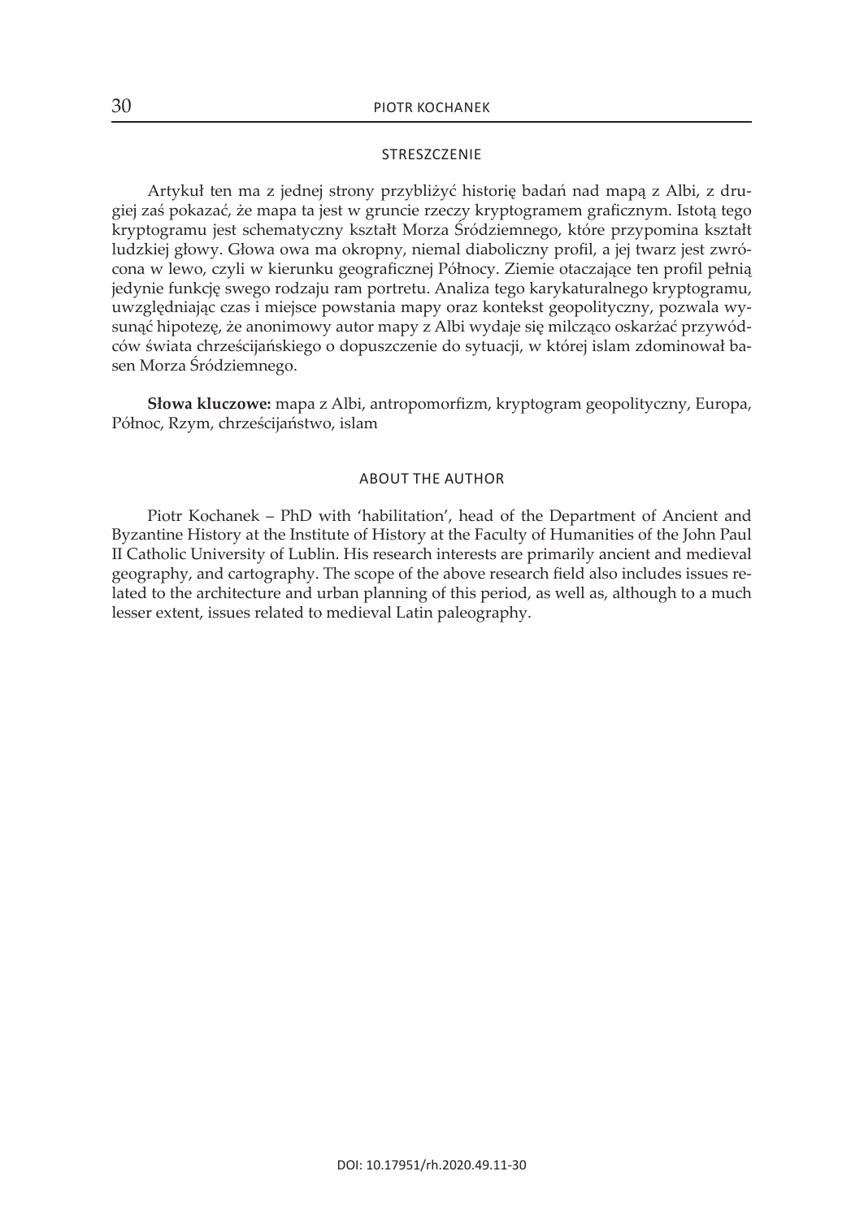## STRESZCZENIE

Artykuł ten ma z jednej strony przybliżyć historię badań nad mapą z Albi, z drugiej zaś pokazać, że mapa ta jest w gruncie rzeczy kryptogramem graficznym. Istotą tego kryptogramu jest schematyczny kształt Morza Śródziemnego, które przypomina kształt ludzkiej głowy. Głowa owa ma okropny, niemal diaboliczny profil, a jej twarz jest zwrócona w lewo, czyli w kierunku geograficznej Północy. Ziemie otaczające ten profil pełnią jedynie funkcję swego rodzaju ram portretu. Analiza tego karykaturalnego kryptogramu, uwzględniając czas i miejsce powstania mapy oraz kontekst geopolityczny, pozwala wysunąć hipotezę, że anonimowy autor mapy z Albi wydaje się milcząco oskarżać przywódców świata chrześcijańskiego o dopuszczenie do sytuacji, w której islam zdominował basen Morza Śródziemnego.

**Słowa kluczowe:** mapa z Albi, antropomorfizm, kryptogram geopolityczny, Europa, Północ, Rzym, chrześcijaństwo, islam

## ABOUT THE AUTHOR

Piotr Kochanek – PhD with 'habilitation', head of the Department of Ancient and Byzantine History at the Institute of History at the Faculty of Humanities of the John Paul II Catholic University of Lublin. His research interests are primarily ancient and medieval geography, and cartography. The scope of the above research field also includes issues related to the architecture and urban planning of this period, as well as, although to a much lesser extent, issues related to medieval Latin paleography.